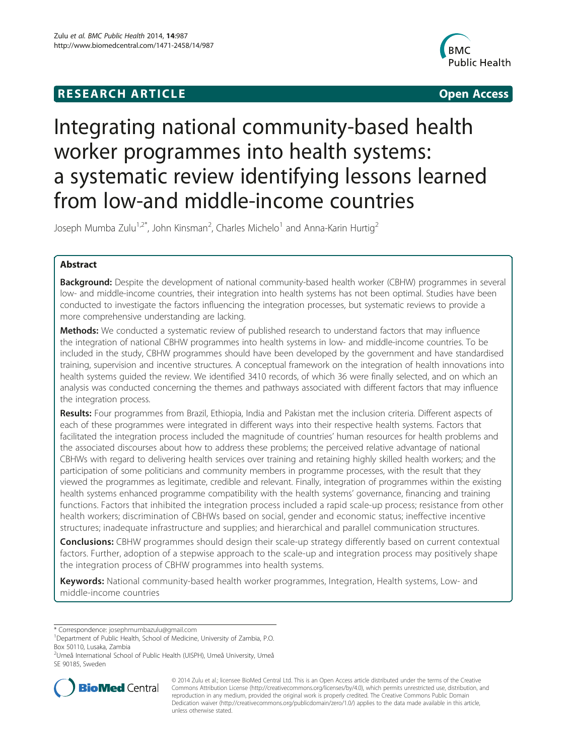RESEARCH ARTICLE Open Access

# Integrating national community-based health worker programmes into health systems: a systematic review identifying lessons learned from low-and middle-income countries

Joseph Mumba Zulu[1,2*], John Kinsman[2], Charles Michelo[1] and Anna-Karin Hurtig[2]

## Abstract

**Background:** Despite the development of national community-based health worker (CBHW) programmes in several low- and middle-income countries, their integration into health systems has not been optimal. Studies have been conducted to investigate the factors influencing the integration processes, but systematic reviews to provide a more comprehensive understanding are lacking.

**Methods:** We conducted a systematic review of published research to understand factors that may influence the integration of national CBHW programmes into health systems in low- and middle-income countries. To be included in the study, CBHW programmes should have been developed by the government and have standardised training, supervision and incentive structures. A conceptual framework on the integration of health innovations into health systems guided the review. We identified 3410 records, of which 36 were finally selected, and on which an analysis was conducted concerning the themes and pathways associated with different factors that may influence the integration process.

**Results:** Four programmes from Brazil, Ethiopia, India and Pakistan met the inclusion criteria. Different aspects of each of these programmes were integrated in different ways into their respective health systems. Factors that facilitated the integration process included the magnitude of countries' human resources for health problems and the associated discourses about how to address these problems; the perceived relative advantage of national CBHWs with regard to delivering health services over training and retaining highly skilled health workers; and the participation of some politicians and community members in programme processes, with the result that they viewed the programmes as legitimate, credible and relevant. Finally, integration of programmes within the existing health systems enhanced programme compatibility with the health systems' governance, financing and training functions. Factors that inhibited the integration process included a rapid scale-up process; resistance from other health workers; discrimination of CBHWs based on social, gender and economic status; ineffective incentive structures; inadequate infrastructure and supplies; and hierarchical and parallel communication structures.

**Conclusions:** CBHW programmes should design their scale-up strategy differently based on current contextual factors. Further, adoption of a stepwise approach to the scale-up and integration process may positively shape the integration process of CBHW programmes into health systems.

**Keywords:** National community-based health worker programmes, Integration, Health systems, Low- and middle-income countries

\* Correspondence: josephmumbazulu@gmail.com
[1]Department of Public Health, School of Medicine, University of Zambia, P.O. Box 50110, Lusaka, Zambia
[2]Umeå International School of Public Health (UISPH), Umeå University, Umeå SE 90185, Sweden

© 2014 Zulu et al.; licensee BioMed Central Ltd. This is an Open Access article distributed under the terms of the Creative Commons Attribution License (http://creativecommons.org/licenses/by/4.0), which permits unrestricted use, distribution, and reproduction in any medium, provided the original work is properly credited. The Creative Commons Public Domain Dedication waiver (http://creativecommons.org/publicdomain/zero/1.0/) applies to the data made available in this article, unless otherwise stated.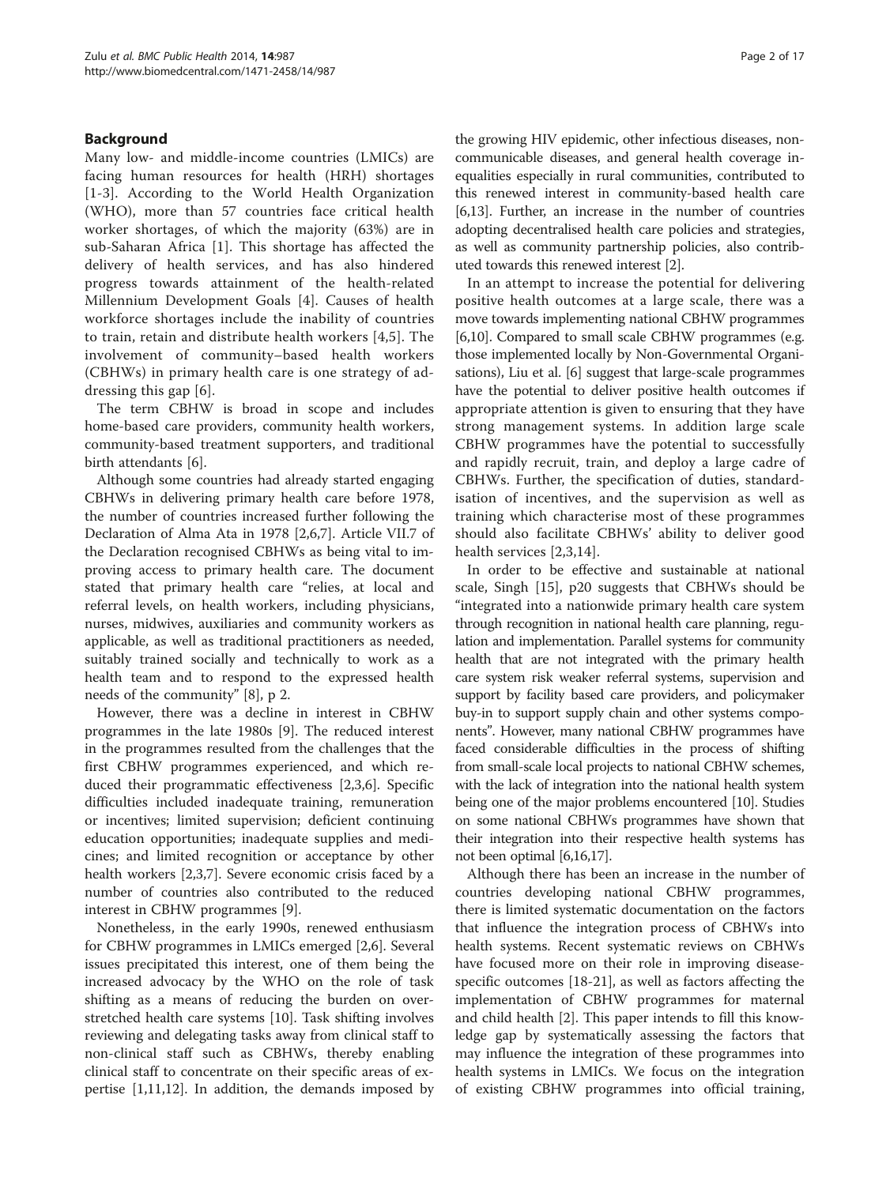## Background

Many low- and middle-income countries (LMICs) are facing human resources for health (HRH) shortages [1-3]. According to the World Health Organization (WHO), more than 57 countries face critical health worker shortages, of which the majority (63%) are in sub-Saharan Africa [1]. This shortage has affected the delivery of health services, and has also hindered progress towards attainment of the health-related Millennium Development Goals [4]. Causes of health workforce shortages include the inability of countries to train, retain and distribute health workers [4,5]. The involvement of community–based health workers (CBHWs) in primary health care is one strategy of addressing this gap [6].

The term CBHW is broad in scope and includes home-based care providers, community health workers, community-based treatment supporters, and traditional birth attendants [6].

Although some countries had already started engaging CBHWs in delivering primary health care before 1978, the number of countries increased further following the Declaration of Alma Ata in 1978 [2,6,7]. Article VII.7 of the Declaration recognised CBHWs as being vital to improving access to primary health care. The document stated that primary health care "relies, at local and referral levels, on health workers, including physicians, nurses, midwives, auxiliaries and community workers as applicable, as well as traditional practitioners as needed, suitably trained socially and technically to work as a health team and to respond to the expressed health needs of the community" [8], p 2.

However, there was a decline in interest in CBHW programmes in the late 1980s [9]. The reduced interest in the programmes resulted from the challenges that the first CBHW programmes experienced, and which reduced their programmatic effectiveness [2,3,6]. Specific difficulties included inadequate training, remuneration or incentives; limited supervision; deficient continuing education opportunities; inadequate supplies and medicines; and limited recognition or acceptance by other health workers [2,3,7]. Severe economic crisis faced by a number of countries also contributed to the reduced interest in CBHW programmes [9].

Nonetheless, in the early 1990s, renewed enthusiasm for CBHW programmes in LMICs emerged [2,6]. Several issues precipitated this interest, one of them being the increased advocacy by the WHO on the role of task shifting as a means of reducing the burden on overstretched health care systems [10]. Task shifting involves reviewing and delegating tasks away from clinical staff to non-clinical staff such as CBHWs, thereby enabling clinical staff to concentrate on their specific areas of expertise [1,11,12]. In addition, the demands imposed by the growing HIV epidemic, other infectious diseases, non-communicable diseases, and general health coverage inequalities especially in rural communities, contributed to this renewed interest in community-based health care [6,13]. Further, an increase in the number of countries adopting decentralised health care policies and strategies, as well as community partnership policies, also contributed towards this renewed interest [2].

In an attempt to increase the potential for delivering positive health outcomes at a large scale, there was a move towards implementing national CBHW programmes [6,10]. Compared to small scale CBHW programmes (e.g. those implemented locally by Non-Governmental Organisations), Liu et al. [6] suggest that large-scale programmes have the potential to deliver positive health outcomes if appropriate attention is given to ensuring that they have strong management systems. In addition large scale CBHW programmes have the potential to successfully and rapidly recruit, train, and deploy a large cadre of CBHWs. Further, the specification of duties, standardisation of incentives, and the supervision as well as training which characterise most of these programmes should also facilitate CBHWs' ability to deliver good health services [2,3,14].

In order to be effective and sustainable at national scale, Singh [15], p20 suggests that CBHWs should be "integrated into a nationwide primary health care system through recognition in national health care planning, regulation and implementation. Parallel systems for community health that are not integrated with the primary health care system risk weaker referral systems, supervision and support by facility based care providers, and policymaker buy-in to support supply chain and other systems components". However, many national CBHW programmes have faced considerable difficulties in the process of shifting from small-scale local projects to national CBHW schemes, with the lack of integration into the national health system being one of the major problems encountered [10]. Studies on some national CBHWs programmes have shown that their integration into their respective health systems has not been optimal [6,16,17].

Although there has been an increase in the number of countries developing national CBHW programmes, there is limited systematic documentation on the factors that influence the integration process of CBHWs into health systems. Recent systematic reviews on CBHWs have focused more on their role in improving disease-specific outcomes [18-21], as well as factors affecting the implementation of CBHW programmes for maternal and child health [2]. This paper intends to fill this knowledge gap by systematically assessing the factors that may influence the integration of these programmes into health systems in LMICs. We focus on the integration of existing CBHW programmes into official training,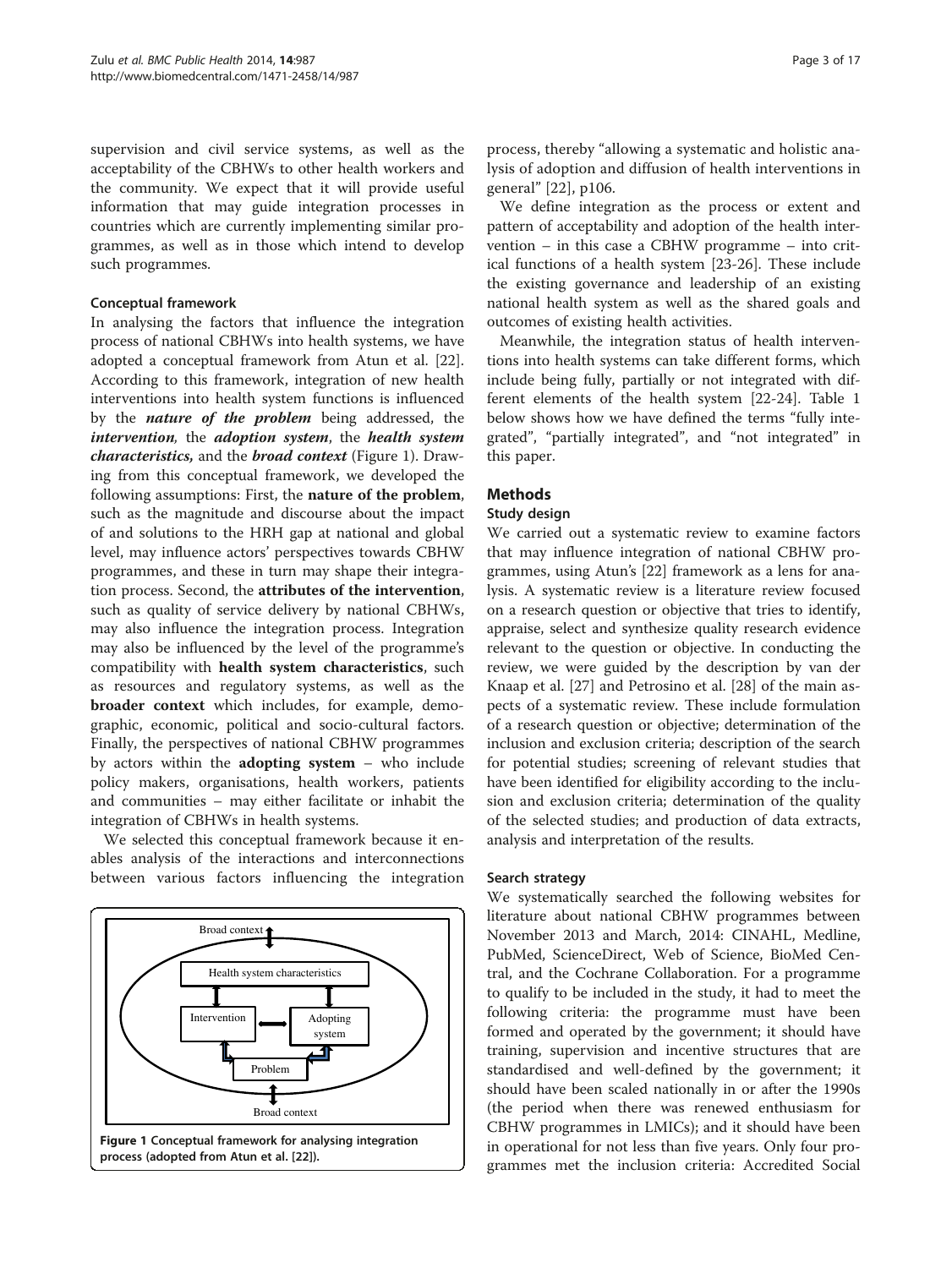supervision and civil service systems, as well as the acceptability of the CBHWs to other health workers and the community. We expect that it will provide useful information that may guide integration processes in countries which are currently implementing similar programmes, as well as in those which intend to develop such programmes.

### Conceptual framework

In analysing the factors that influence the integration process of national CBHWs into health systems, we have adopted a conceptual framework from Atun et al. [22]. According to this framework, integration of new health interventions into health system functions is influenced by the ***nature of the problem*** being addressed, the ***intervention***, the ***adoption system***, the ***health system characteristics***, and the ***broad context*** (Figure 1). Drawing from this conceptual framework, we developed the following assumptions: First, the **nature of the problem**, such as the magnitude and discourse about the impact of and solutions to the HRH gap at national and global level, may influence actors' perspectives towards CBHW programmes, and these in turn may shape their integration process. Second, the **attributes of the intervention**, such as quality of service delivery by national CBHWs, may also influence the integration process. Integration may also be influenced by the level of the programme's compatibility with **health system characteristics**, such as resources and regulatory systems, as well as the **broader context** which includes, for example, demographic, economic, political and socio-cultural factors. Finally, the perspectives of national CBHW programmes by actors within the **adopting system** – who include policy makers, organisations, health workers, patients and communities – may either facilitate or inhabit the integration of CBHWs in health systems.

We selected this conceptual framework because it enables analysis of the interactions and interconnections between various factors influencing the integration process, thereby "allowing a systematic and holistic analysis of adoption and diffusion of health interventions in general" [22], p106.

**Figure 1 Conceptual framework for analysing integration process (adopted from Atun et al. [22]).**

We define integration as the process or extent and pattern of acceptability and adoption of the health intervention – in this case a CBHW programme – into critical functions of a health system [23-26]. These include the existing governance and leadership of an existing national health system as well as the shared goals and outcomes of existing health activities.

Meanwhile, the integration status of health interventions into health systems can take different forms, which include being fully, partially or not integrated with different elements of the health system [22-24]. Table 1 below shows how we have defined the terms "fully integrated", "partially integrated", and "not integrated" in this paper.

## Methods

### Study design

We carried out a systematic review to examine factors that may influence integration of national CBHW programmes, using Atun's [22] framework as a lens for analysis. A systematic review is a literature review focused on a research question or objective that tries to identify, appraise, select and synthesize quality research evidence relevant to the question or objective. In conducting the review, we were guided by the description by van der Knaap et al. [27] and Petrosino et al. [28] of the main aspects of a systematic review. These include formulation of a research question or objective; determination of the inclusion and exclusion criteria; description of the search for potential studies; screening of relevant studies that have been identified for eligibility according to the inclusion and exclusion criteria; determination of the quality of the selected studies; and production of data extracts, analysis and interpretation of the results.

### Search strategy

We systematically searched the following websites for literature about national CBHW programmes between November 2013 and March, 2014: CINAHL, Medline, PubMed, ScienceDirect, Web of Science, BioMed Central, and the Cochrane Collaboration. For a programme to qualify to be included in the study, it had to meet the following criteria: the programme must have been formed and operated by the government; it should have training, supervision and incentive structures that are standardised and well-defined by the government; it should have been scaled nationally in or after the 1990s (the period when there was renewed enthusiasm for CBHW programmes in LMICs); and it should have been in operational for not less than five years. Only four programmes met the inclusion criteria: Accredited Social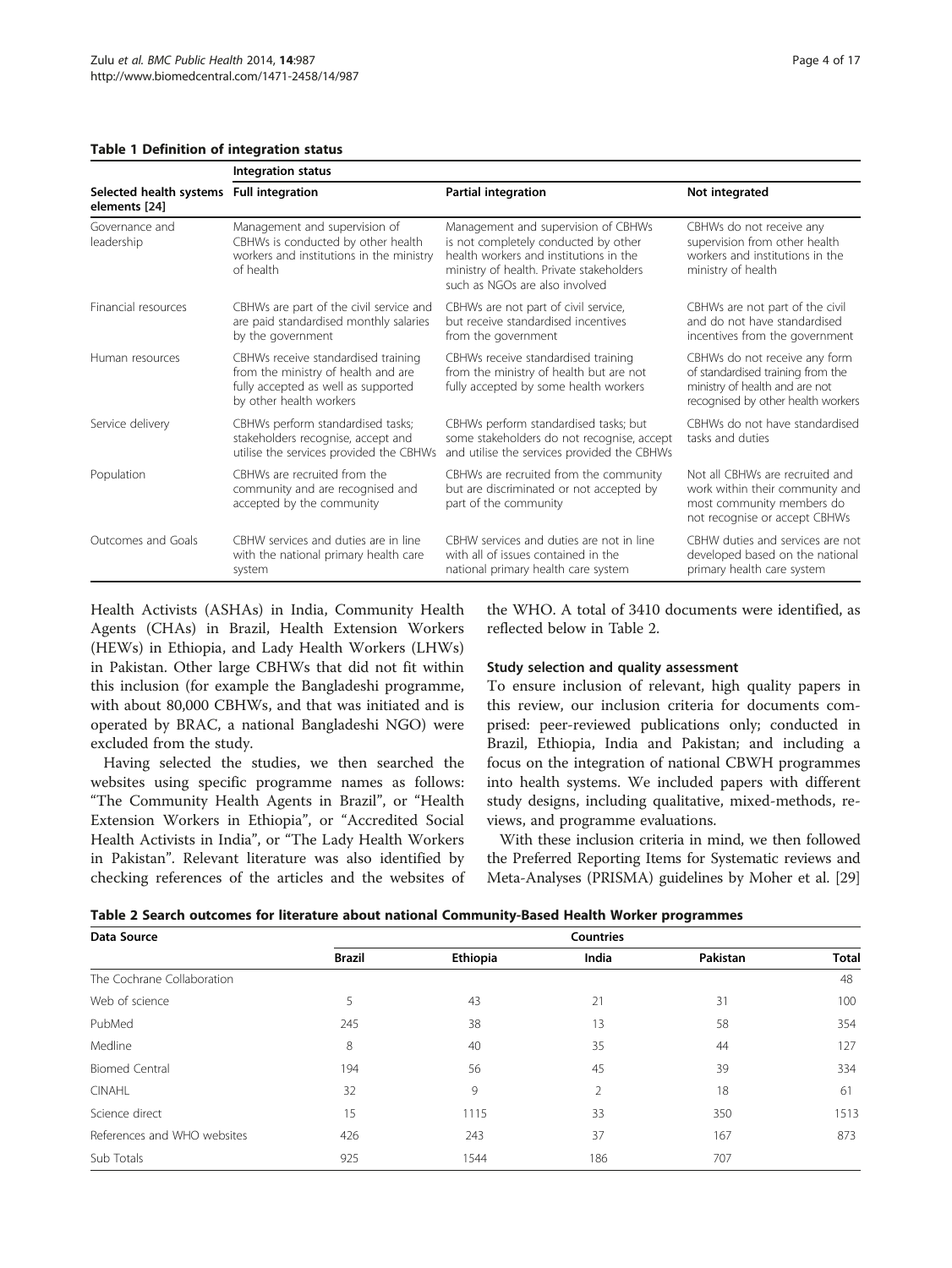**Table 1 Definition of integration status**

| Selected health systems elements [24] | Integration status | | |
|---|---|---|---|
| | **Full integration** | **Partial integration** | **Not integrated** |
| Governance and leadership | Management and supervision of CBHWs is conducted by other health workers and institutions in the ministry of health | Management and supervision of CBHWs is not completely conducted by other health workers and institutions in the ministry of health. Private stakeholders such as NGOs are also involved | CBHWs do not receive any supervision from other health workers and institutions in the ministry of health |
| Financial resources | CBHWs are part of the civil service and are paid standardised monthly salaries by the government | CBHWs are not part of civil service, but receive standardised incentives from the government | CBHWs are not part of the civil and do not have standardised incentives from the government |
| Human resources | CBHWs receive standardised training from the ministry of health and are fully accepted as well as supported by other health workers | CBHWs receive standardised training from the ministry of health but are not fully accepted by some health workers | CBHWs do not receive any form of standardised training from the ministry of health and are not recognised by other health workers |
| Service delivery | CBHWs perform standardised tasks; stakeholders recognise, accept and utilise the services provided the CBHWs | CBHWs perform standardised tasks; but some stakeholders do not recognise, accept and utilise the services provided the CBHWs | CBHWs do not have standardised tasks and duties |
| Population | CBHWs are recruited from the community and are recognised and accepted by the community | CBHWs are recruited from the community but are discriminated or not accepted by part of the community | Not all CBHWs are recruited and work within their community and most community members do not recognise or accept CBHWs |
| Outcomes and Goals | CBHW services and duties are in line with the national primary health care system | CBHW services and duties are not in line with all of issues contained in the national primary health care system | CBHW duties and services are not developed based on the national primary health care system |

Health Activists (ASHAs) in India, Community Health Agents (CHAs) in Brazil, Health Extension Workers (HEWs) in Ethiopia, and Lady Health Workers (LHWs) in Pakistan. Other large CBHWs that did not fit within this inclusion (for example the Bangladeshi programme, with about 80,000 CBHWs, and that was initiated and is operated by BRAC, a national Bangladeshi NGO) were excluded from the study.

Having selected the studies, we then searched the websites using specific programme names as follows: "The Community Health Agents in Brazil", or "Health Extension Workers in Ethiopia", or "Accredited Social Health Activists in India", or "The Lady Health Workers in Pakistan". Relevant literature was also identified by checking references of the articles and the websites of the WHO. A total of 3410 documents were identified, as reflected below in Table 2.

### Study selection and quality assessment

To ensure inclusion of relevant, high quality papers in this review, our inclusion criteria for documents comprised: peer-reviewed publications only; conducted in Brazil, Ethiopia, India and Pakistan; and including a focus on the integration of national CBWH programmes into health systems. We included papers with different study designs, including qualitative, mixed-methods, reviews, and programme evaluations.

With these inclusion criteria in mind, we then followed the Preferred Reporting Items for Systematic reviews and Meta-Analyses (PRISMA) guidelines by Moher et al. [29]

**Table 2 Search outcomes for literature about national Community-Based Health Worker programmes**

| Data Source | Countries | | | | |
|---|---|---|---|---|---|
| | **Brazil** | **Ethiopia** | **India** | **Pakistan** | **Total** |
| The Cochrane Collaboration | | | | | 48 |
| Web of science | 5 | 43 | 21 | 31 | 100 |
| PubMed | 245 | 38 | 13 | 58 | 354 |
| Medline | 8 | 40 | 35 | 44 | 127 |
| Biomed Central | 194 | 56 | 45 | 39 | 334 |
| CINAHL | 32 | 9 | 2 | 18 | 61 |
| Science direct | 15 | 1115 | 33 | 350 | 1513 |
| References and WHO websites | 426 | 243 | 37 | 167 | 873 |
| Sub Totals | 925 | 1544 | 186 | 707 | |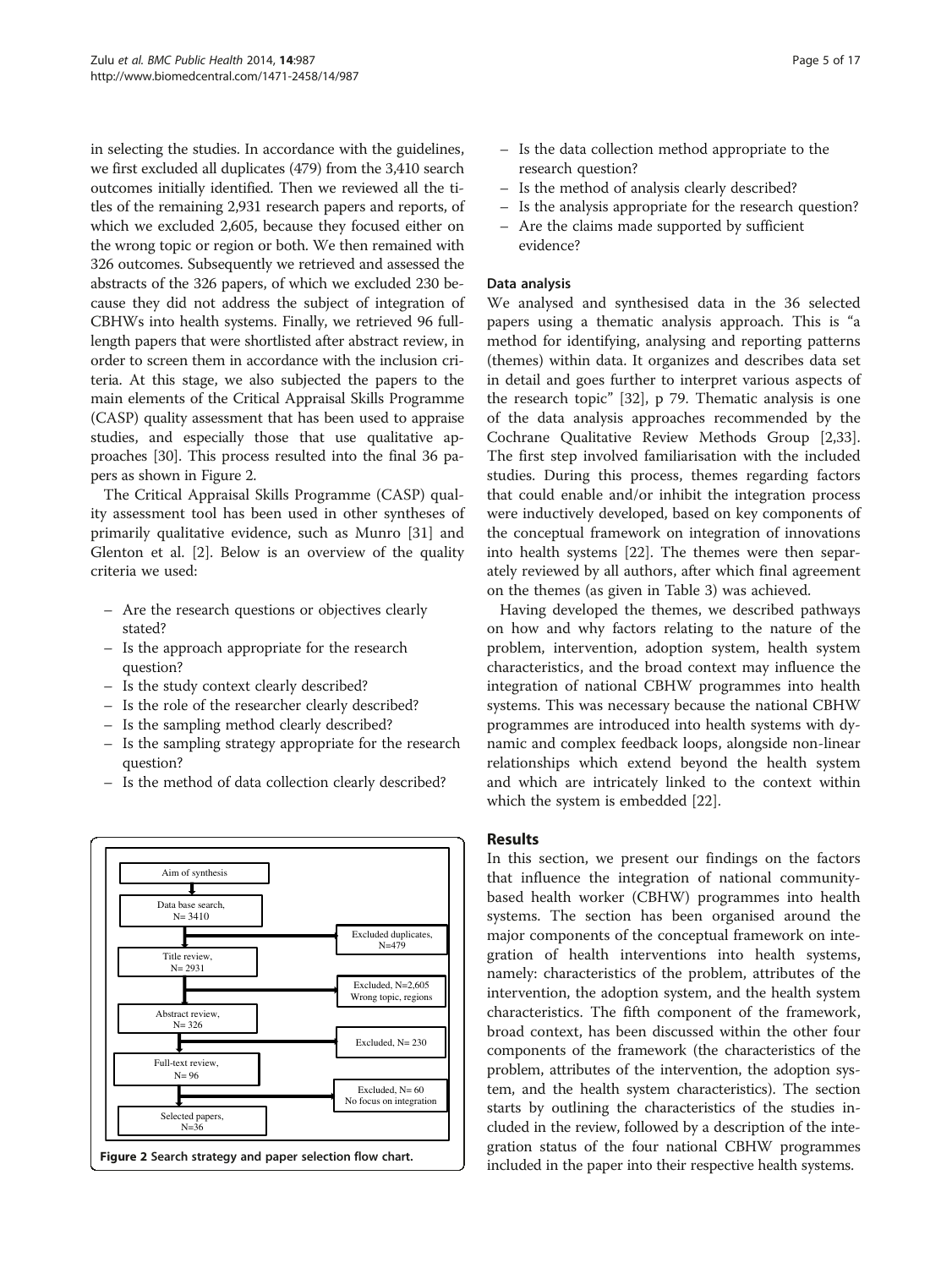in selecting the studies. In accordance with the guidelines, we first excluded all duplicates (479) from the 3,410 search outcomes initially identified. Then we reviewed all the titles of the remaining 2,931 research papers and reports, of which we excluded 2,605, because they focused either on the wrong topic or region or both. We then remained with 326 outcomes. Subsequently we retrieved and assessed the abstracts of the 326 papers, of which we excluded 230 because they did not address the subject of integration of CBHWs into health systems. Finally, we retrieved 96 full-length papers that were shortlisted after abstract review, in order to screen them in accordance with the inclusion criteria. At this stage, we also subjected the papers to the main elements of the Critical Appraisal Skills Programme (CASP) quality assessment that has been used to appraise studies, and especially those that use qualitative approaches [30]. This process resulted into the final 36 papers as shown in Figure 2.

The Critical Appraisal Skills Programme (CASP) quality assessment tool has been used in other syntheses of primarily qualitative evidence, such as Munro [31] and Glenton et al. [2]. Below is an overview of the quality criteria we used:

- Are the research questions or objectives clearly stated?
- Is the approach appropriate for the research question?
- Is the study context clearly described?
- Is the role of the researcher clearly described?
- Is the sampling method clearly described?
- Is the sampling strategy appropriate for the research question?
- Is the method of data collection clearly described?
- Is the data collection method appropriate to the research question?
- Is the method of analysis clearly described?
- Is the analysis appropriate for the research question?
- Are the claims made supported by sufficient evidence?

Aim of synthesis → Data base search, N= 3410 → (Excluded duplicates, N=479) → Title review, N= 2931 → (Excluded, N=2,605 Wrong topic, regions) → Abstract review, N= 326 → (Excluded, N= 230) → Full-text review, N= 96 → (Excluded, N= 60 No focus on integration) → Selected papers, N=36

**Figure 2** Search strategy and paper selection flow chart.

### Data analysis

We analysed and synthesised data in the 36 selected papers using a thematic analysis approach. This is "a method for identifying, analysing and reporting patterns (themes) within data. It organizes and describes data set in detail and goes further to interpret various aspects of the research topic" [32], p 79. Thematic analysis is one of the data analysis approaches recommended by the Cochrane Qualitative Review Methods Group [2,33]. The first step involved familiarisation with the included studies. During this process, themes regarding factors that could enable and/or inhibit the integration process were inductively developed, based on key components of the conceptual framework on integration of innovations into health systems [22]. The themes were then separately reviewed by all authors, after which final agreement on the themes (as given in Table 3) was achieved.

Having developed the themes, we described pathways on how and why factors relating to the nature of the problem, intervention, adoption system, health system characteristics, and the broad context may influence the integration of national CBHW programmes into health systems. This was necessary because the national CBHW programmes are introduced into health systems with dynamic and complex feedback loops, alongside non-linear relationships which extend beyond the health system and which are intricately linked to the context within which the system is embedded [22].

## Results

In this section, we present our findings on the factors that influence the integration of national community-based health worker (CBHW) programmes into health systems. The section has been organised around the major components of the conceptual framework on integration of health interventions into health systems, namely: characteristics of the problem, attributes of the intervention, the adoption system, and the health system characteristics. The fifth component of the framework, broad context, has been discussed within the other four components of the framework (the characteristics of the problem, attributes of the intervention, the adoption system, and the health system characteristics). The section starts by outlining the characteristics of the studies included in the review, followed by a description of the integration status of the four national CBHW programmes included in the paper into their respective health systems.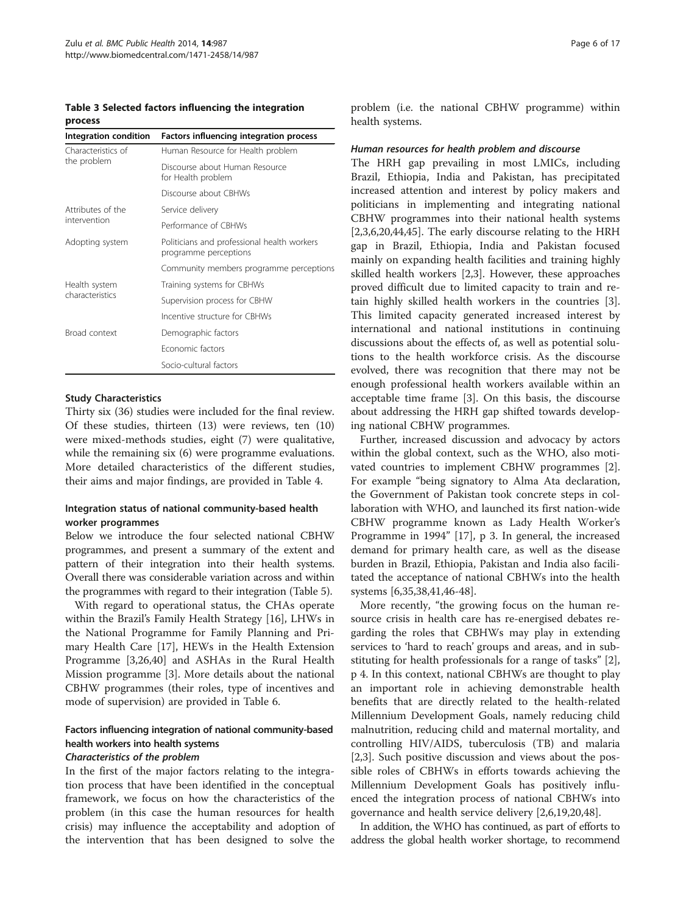**Table 3 Selected factors influencing the integration process**

| Integration condition | Factors influencing integration process |
| --- | --- |
| Characteristics of the problem | Human Resource for Health problem |
| | Discourse about Human Resource for Health problem |
| | Discourse about CBHWs |
| Attributes of the intervention | Service delivery |
| | Performance of CBHWs |
| Adopting system | Politicians and professional health workers programme perceptions |
| | Community members programme perceptions |
| Health system characteristics | Training systems for CBHWs |
| | Supervision process for CBHW |
| | Incentive structure for CBHWs |
| Broad context | Demographic factors |
| | Economic factors |
| | Socio-cultural factors |

### Study Characteristics

Thirty six (36) studies were included for the final review. Of these studies, thirteen (13) were reviews, ten (10) were mixed-methods studies, eight (7) were qualitative, while the remaining six (6) were programme evaluations. More detailed characteristics of the different studies, their aims and major findings, are provided in Table 4.

### Integration status of national community-based health worker programmes

Below we introduce the four selected national CBHW programmes, and present a summary of the extent and pattern of their integration into their health systems. Overall there was considerable variation across and within the programmes with regard to their integration (Table 5).

With regard to operational status, the CHAs operate within the Brazil's Family Health Strategy [16], LHWs in the National Programme for Family Planning and Primary Health Care [17], HEWs in the Health Extension Programme [3,26,40] and ASHAs in the Rural Health Mission programme [3]. More details about the national CBHW programmes (their roles, type of incentives and mode of supervision) are provided in Table 6.

### Factors influencing integration of national community-based health workers into health systems

#### *Characteristics of the problem*

In the first of the major factors relating to the integration process that have been identified in the conceptual framework, we focus on how the characteristics of the problem (in this case the human resources for health crisis) may influence the acceptability and adoption of the intervention that has been designed to solve the problem (i.e. the national CBHW programme) within health systems.

#### *Human resources for health problem and discourse*

The HRH gap prevailing in most LMICs, including Brazil, Ethiopia, India and Pakistan, has precipitated increased attention and interest by policy makers and politicians in implementing and integrating national CBHW programmes into their national health systems [2,3,6,20,44,45]. The early discourse relating to the HRH gap in Brazil, Ethiopia, India and Pakistan focused mainly on expanding health facilities and training highly skilled health workers [2,3]. However, these approaches proved difficult due to limited capacity to train and retain highly skilled health workers in the countries [3]. This limited capacity generated increased interest by international and national institutions in continuing discussions about the effects of, as well as potential solutions to the health workforce crisis. As the discourse evolved, there was recognition that there may not be enough professional health workers available within an acceptable time frame [3]. On this basis, the discourse about addressing the HRH gap shifted towards developing national CBHW programmes.

Further, increased discussion and advocacy by actors within the global context, such as the WHO, also motivated countries to implement CBHW programmes [2]. For example "being signatory to Alma Ata declaration, the Government of Pakistan took concrete steps in collaboration with WHO, and launched its first nation-wide CBHW programme known as Lady Health Worker's Programme in 1994" [17], p 3. In general, the increased demand for primary health care, as well as the disease burden in Brazil, Ethiopia, Pakistan and India also facilitated the acceptance of national CBHWs into the health systems [6,35,38,41,46-48].

More recently, "the growing focus on the human resource crisis in health care has re-energised debates regarding the roles that CBHWs may play in extending services to 'hard to reach' groups and areas, and in substituting for health professionals for a range of tasks" [2], p 4. In this context, national CBHWs are thought to play an important role in achieving demonstrable health benefits that are directly related to the health-related Millennium Development Goals, namely reducing child malnutrition, reducing child and maternal mortality, and controlling HIV/AIDS, tuberculosis (TB) and malaria [2,3]. Such positive discussion and views about the possible roles of CBHWs in efforts towards achieving the Millennium Development Goals has positively influenced the integration process of national CBHWs into governance and health service delivery [2,6,19,20,48].

In addition, the WHO has continued, as part of efforts to address the global health worker shortage, to recommend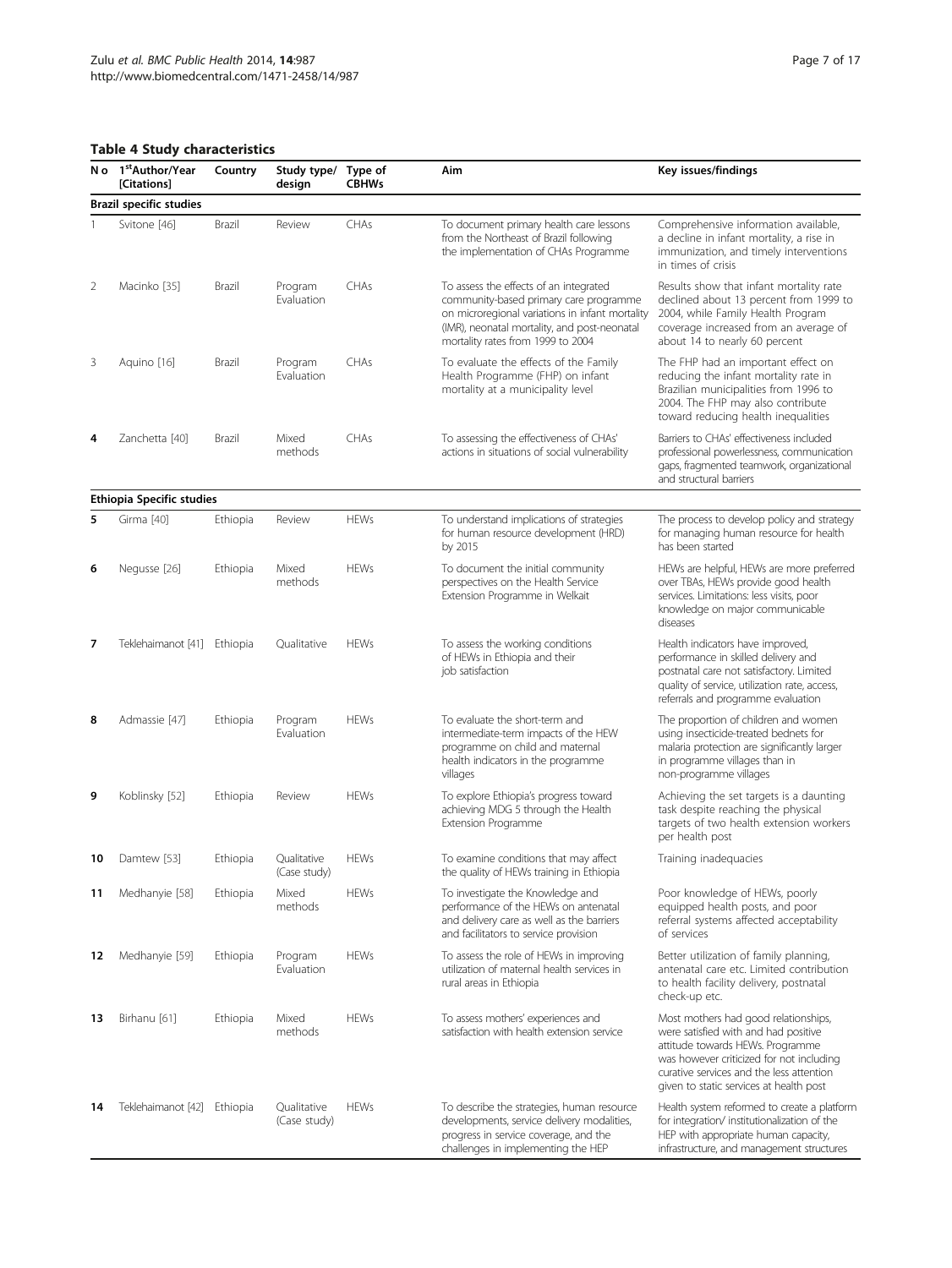**Table 4 Study characteristics**

| No | 1[st]Author/Year [Citations] | Country | Study type/ design | Type of CBHWs | Aim | Key issues/findings |
|---|---|---|---|---|---|---|
| **Brazil specific studies** | | | | | | |
| 1 | Svitone [46] | Brazil | Review | CHAs | To document primary health care lessons from the Northeast of Brazil following the implementation of CHAs Programme | Comprehensive information available, a decline in infant mortality, a rise in immunization, and timely interventions in times of crisis |
| 2 | Macinko [35] | Brazil | Program Evaluation | CHAs | To assess the effects of an integrated community-based primary care programme on microregional variations in infant mortality (IMR), neonatal mortality, and post-neonatal mortality rates from 1999 to 2004 | Results show that infant mortality rate declined about 13 percent from 1999 to 2004, while Family Health Program coverage increased from an average of about 14 to nearly 60 percent |
| 3 | Aquino [16] | Brazil | Program Evaluation | CHAs | To evaluate the effects of the Family Health Programme (FHP) on infant mortality at a municipality level | The FHP had an important effect on reducing the infant mortality rate in Brazilian municipalities from 1996 to 2004. The FHP may also contribute toward reducing health inequalities |
| **4** | Zanchetta [40] | Brazil | Mixed methods | CHAs | To assessing the effectiveness of CHAs' actions in situations of social vulnerability | Barriers to CHAs' effectiveness included professional powerlessness, communication gaps, fragmented teamwork, organizational and structural barriers |
| **Ethiopia Specific studies** | | | | | | |
| **5** | Girma [40] | Ethiopia | Review | HEWs | To understand implications of strategies for human resource development (HRD) by 2015 | The process to develop policy and strategy for managing human resource for health has been started |
| **6** | Negusse [26] | Ethiopia | Mixed methods | HEWs | To document the initial community perspectives on the Health Service Extension Programme in Welkait | HEWs are helpful, HEWs are more preferred over TBAs, HEWs provide good health services. Limitations: less visits, poor knowledge on major communicable diseases |
| **7** | Teklehaimanot [41] | Ethiopia | Qualitative | HEWs | To assess the working conditions of HEWs in Ethiopia and their job satisfaction | Health indicators have improved, performance in skilled delivery and postnatal care not satisfactory. Limited quality of service, utilization rate, access, referrals and programme evaluation |
| **8** | Admassie [47] | Ethiopia | Program Evaluation | HEWs | To evaluate the short-term and intermediate-term impacts of the HEW programme on child and maternal health indicators in the programme villages | The proportion of children and women using insecticide-treated bednets for malaria protection are significantly larger in programme villages than in non-programme villages |
| **9** | Koblinsky [52] | Ethiopia | Review | HEWs | To explore Ethiopia's progress toward achieving MDG 5 through the Health Extension Programme | Achieving the set targets is a daunting task despite reaching the physical targets of two health extension workers per health post |
| **10** | Damtew [53] | Ethiopia | Qualitative (Case study) | HEWs | To examine conditions that may affect the quality of HEWs training in Ethiopia | Training inadequacies |
| **11** | Medhanyie [58] | Ethiopia | Mixed methods | HEWs | To investigate the Knowledge and performance of the HEWs on antenatal and delivery care as well as the barriers and facilitators to service provision | Poor knowledge of HEWs, poorly equipped health posts, and poor referral systems affected acceptability of services |
| **12** | Medhanyie [59] | Ethiopia | Program Evaluation | HEWs | To assess the role of HEWs in improving utilization of maternal health services in rural areas in Ethiopia | Better utilization of family planning, antenatal care etc. Limited contribution to health facility delivery, postnatal check-up etc. |
| **13** | Birhanu [61] | Ethiopia | Mixed methods | HEWs | To assess mothers' experiences and satisfaction with health extension service | Most mothers had good relationships, were satisfied with and had positive attitude towards HEWs. Programme was however criticized for not including curative services and the less attention given to static services at health post |
| **14** | Teklehaimanot [42] | Ethiopia | Qualitative (Case study) | HEWs | To describe the strategies, human resource developments, service delivery modalities, progress in service coverage, and the challenges in implementing the HEP | Health system reformed to create a platform for integration/ institutionalization of the HEP with appropriate human capacity, infrastructure, and management structures |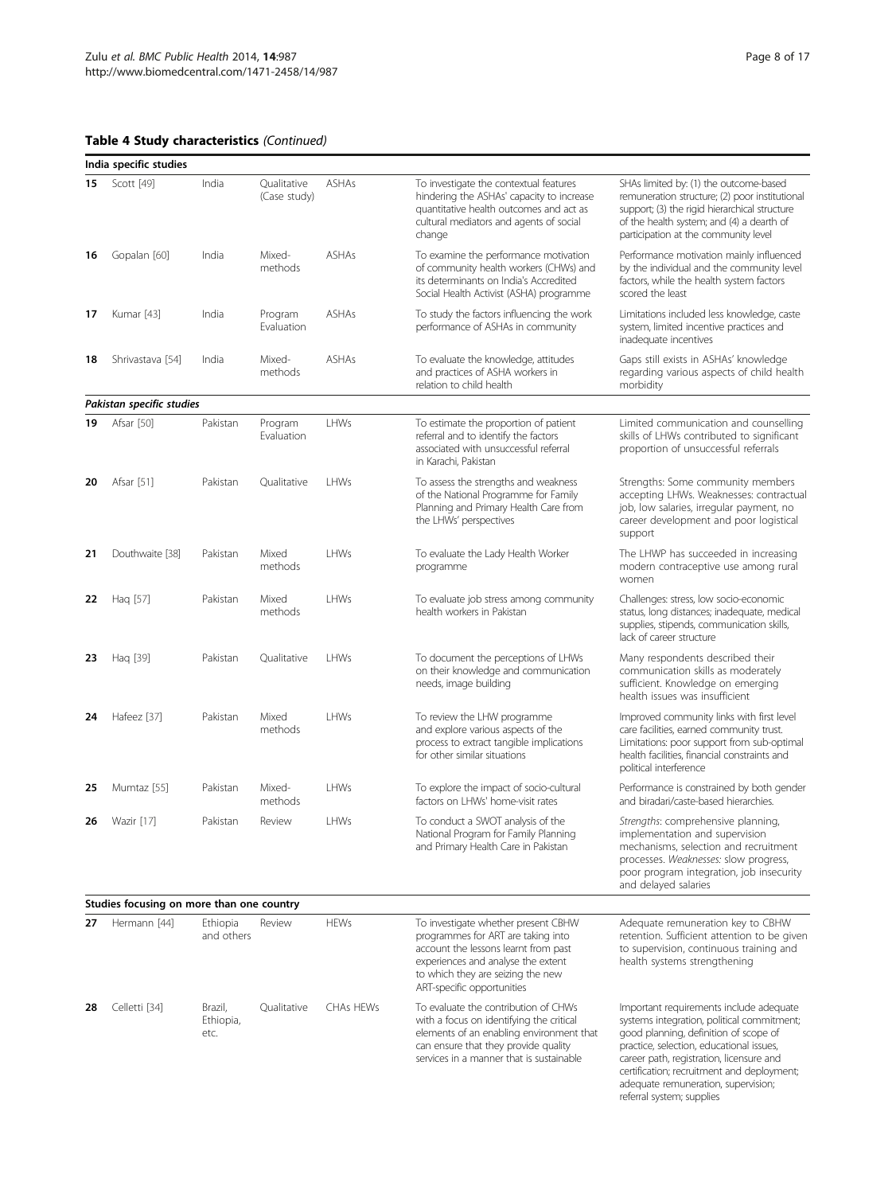**Table 4 Study characteristics** *(Continued)*

| | | | | | | |
|---|---|---|---|---|---|---|
| **India specific studies** | | | | | | |
| **15** | Scott [49] | India | Qualitative (Case study) | ASHAs | To investigate the contextual features hindering the ASHAs' capacity to increase quantitative health outcomes and act as cultural mediators and agents of social change | SHAs limited by: (1) the outcome-based remuneration structure; (2) poor institutional support; (3) the rigid hierarchical structure of the health system; and (4) a dearth of participation at the community level |
| **16** | Gopalan [60] | India | Mixed-methods | ASHAs | To examine the performance motivation of community health workers (CHWs) and its determinants on India's Accredited Social Health Activist (ASHA) programme | Performance motivation mainly influenced by the individual and the community level factors, while the health system factors scored the least |
| **17** | Kumar [43] | India | Program Evaluation | ASHAs | To study the factors influencing the work performance of ASHAs in community | Limitations included less knowledge, caste system, limited incentive practices and inadequate incentives |
| **18** | Shrivastava [54] | India | Mixed-methods | ASHAs | To evaluate the knowledge, attitudes and practices of ASHA workers in relation to child health | Gaps still exists in ASHAs' knowledge regarding various aspects of child health morbidity |
| ***Pakistan specific studies*** | | | | | | |
| **19** | Afsar [50] | Pakistan | Program Evaluation | LHWs | To estimate the proportion of patient referral and to identify the factors associated with unsuccessful referral in Karachi, Pakistan | Limited communication and counselling skills of LHWs contributed to significant proportion of unsuccessful referrals |
| **20** | Afsar [51] | Pakistan | Qualitative | LHWs | To assess the strengths and weakness of the National Programme for Family Planning and Primary Health Care from the LHWs' perspectives | Strengths: Some community members accepting LHWs. Weaknesses: contractual job, low salaries, irregular payment, no career development and poor logistical support |
| **21** | Douthwaite [38] | Pakistan | Mixed methods | LHWs | To evaluate the Lady Health Worker programme | The LHWP has succeeded in increasing modern contraceptive use among rural women |
| **22** | Haq [57] | Pakistan | Mixed methods | LHWs | To evaluate job stress among community health workers in Pakistan | Challenges: stress, low socio-economic status, long distances; inadequate, medical supplies, stipends, communication skills, lack of career structure |
| **23** | Haq [39] | Pakistan | Qualitative | LHWs | To document the perceptions of LHWs on their knowledge and communication needs, image building | Many respondents described their communication skills as moderately sufficient. Knowledge on emerging health issues was insufficient |
| **24** | Hafeez [37] | Pakistan | Mixed methods | LHWs | To review the LHW programme and explore various aspects of the process to extract tangible implications for other similar situations | Improved community links with first level care facilities, earned community trust. Limitations: poor support from sub-optimal health facilities, financial constraints and political interference |
| **25** | Mumtaz [55] | Pakistan | Mixed-methods | LHWs | To explore the impact of socio-cultural factors on LHWs' home-visit rates | Performance is constrained by both gender and biradari/caste-based hierarchies. |
| **26** | Wazir [17] | Pakistan | Review | LHWs | To conduct a SWOT analysis of the National Program for Family Planning and Primary Health Care in Pakistan | *Strengths*: comprehensive planning, implementation and supervision mechanisms, selection and recruitment processes. *Weaknesses:* slow progress, poor program integration, job insecurity and delayed salaries |
| **Studies focusing on more than one country** | | | | | | |
| **27** | Hermann [44] | Ethiopia and others | Review | HEWs | To investigate whether present CBHW programmes for ART are taking into account the lessons learnt from past experiences and analyse the extent to which they are seizing the new ART-specific opportunities | Adequate remuneration key to CBHW retention. Sufficient attention to be given to supervision, continuous training and health systems strengthening |
| **28** | Celletti [34] | Brazil, Ethiopia, etc. | Qualitative | CHAs HEWs | To evaluate the contribution of CHWs with a focus on identifying the critical elements of an enabling environment that can ensure that they provide quality services in a manner that is sustainable | Important requirements include adequate systems integration, political commitment; good planning, definition of scope of practice, selection, educational issues, career path, registration, licensure and certification; recruitment and deployment; adequate remuneration, supervision; referral system; supplies |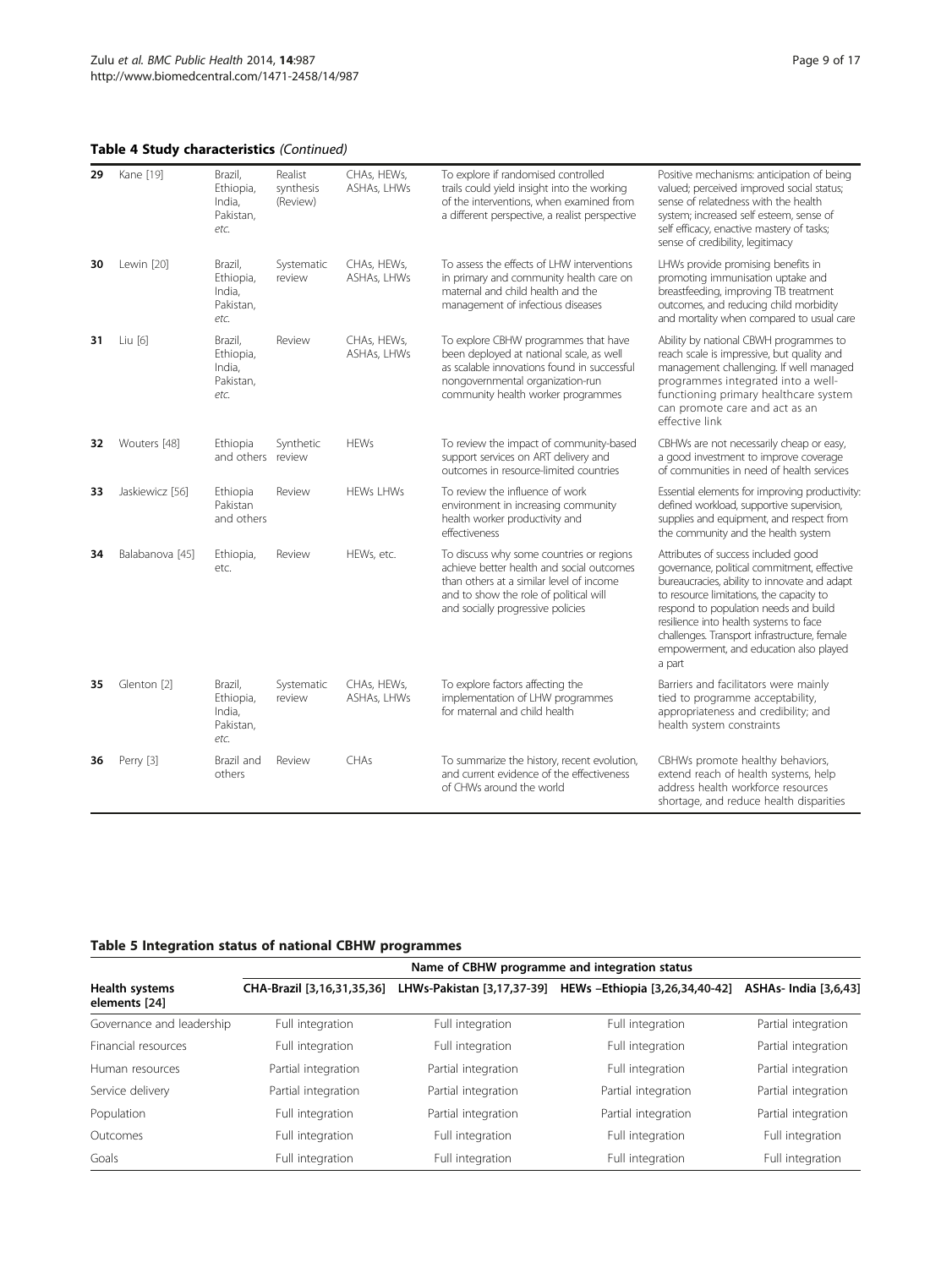**Table 4 Study characteristics** *(Continued)*

| | | | | | | |
|---|---|---|---|---|---|---|
| **29** | Kane [19] | Brazil, Ethiopia, India, Pakistan, *etc.* | Realist synthesis (Review) | CHAs, HEWs, ASHAs, LHWs | To explore if randomised controlled trails could yield insight into the working of the interventions, when examined from a different perspective, a realist perspective | Positive mechanisms: anticipation of being valued; perceived improved social status; sense of relatedness with the health system; increased self esteem, sense of self efficacy, enactive mastery of tasks; sense of credibility, legitimacy |
| **30** | Lewin [20] | Brazil, Ethiopia, India, Pakistan, *etc.* | Systematic review | CHAs, HEWs, ASHAs, LHWs | To assess the effects of LHW interventions in primary and community health care on maternal and child health and the management of infectious diseases | LHWs provide promising benefits in promoting immunisation uptake and breastfeeding, improving TB treatment outcomes, and reducing child morbidity and mortality when compared to usual care |
| **31** | Liu [6] | Brazil, Ethiopia, India, Pakistan, *etc.* | Review | CHAs, HEWs, ASHAs, LHWs | To explore CBHW programmes that have been deployed at national scale, as well as scalable innovations found in successful nongovernmental organization-run community health worker programmes | Ability by national CBWH programmes to reach scale is impressive, but quality and management challenging. If well managed programmes integrated into a well-functioning primary healthcare system can promote care and act as an effective link |
| **32** | Wouters [48] | Ethiopia and others | Synthetic review | HEWs | To review the impact of community-based support services on ART delivery and outcomes in resource-limited countries | CBHWs are not necessarily cheap or easy, a good investment to improve coverage of communities in need of health services |
| **33** | Jaskiewicz [56] | Ethiopia Pakistan and others | Review | HEWs LHWs | To review the influence of work environment in increasing community health worker productivity and effectiveness | Essential elements for improving productivity: defined workload, supportive supervision, supplies and equipment, and respect from the community and the health system |
| **34** | Balabanova [45] | Ethiopia, etc. | Review | HEWs, etc. | To discuss why some countries or regions achieve better health and social outcomes than others at a similar level of income and to show the role of political will and socially progressive policies | Attributes of success included good governance, political commitment, effective bureaucracies, ability to innovate and adapt to resource limitations, the capacity to respond to population needs and build resilience into health systems to face challenges. Transport infrastructure, female empowerment, and education also played a part |
| **35** | Glenton [2] | Brazil, Ethiopia, India, Pakistan, *etc.* | Systematic review | CHAs, HEWs, ASHAs, LHWs | To explore factors affecting the implementation of LHW programmes for maternal and child health | Barriers and facilitators were mainly tied to programme acceptability, appropriateness and credibility; and health system constraints |
| **36** | Perry [3] | Brazil and others | Review | CHAs | To summarize the history, recent evolution, and current evidence of the effectiveness of CHWs around the world | CBHWs promote healthy behaviors, extend reach of health systems, help address health workforce resources shortage, and reduce health disparities |

**Table 5 Integration status of national CBHW programmes**

| | Name of CBHW programme and integration status | | | |
|---|---|---|---|---|
| **Health systems elements [24]** | **CHA-Brazil [3,16,31,35,36]** | **LHWs-Pakistan [3,17,37-39]** | **HEWs –Ethiopia [3,26,34,40-42]** | **ASHAs- India [3,6,43]** |
| Governance and leadership | Full integration | Full integration | Full integration | Partial integration |
| Financial resources | Full integration | Full integration | Full integration | Partial integration |
| Human resources | Partial integration | Partial integration | Full integration | Partial integration |
| Service delivery | Partial integration | Partial integration | Partial integration | Partial integration |
| Population | Full integration | Partial integration | Partial integration | Partial integration |
| Outcomes | Full integration | Full integration | Full integration | Full integration |
| Goals | Full integration | Full integration | Full integration | Full integration |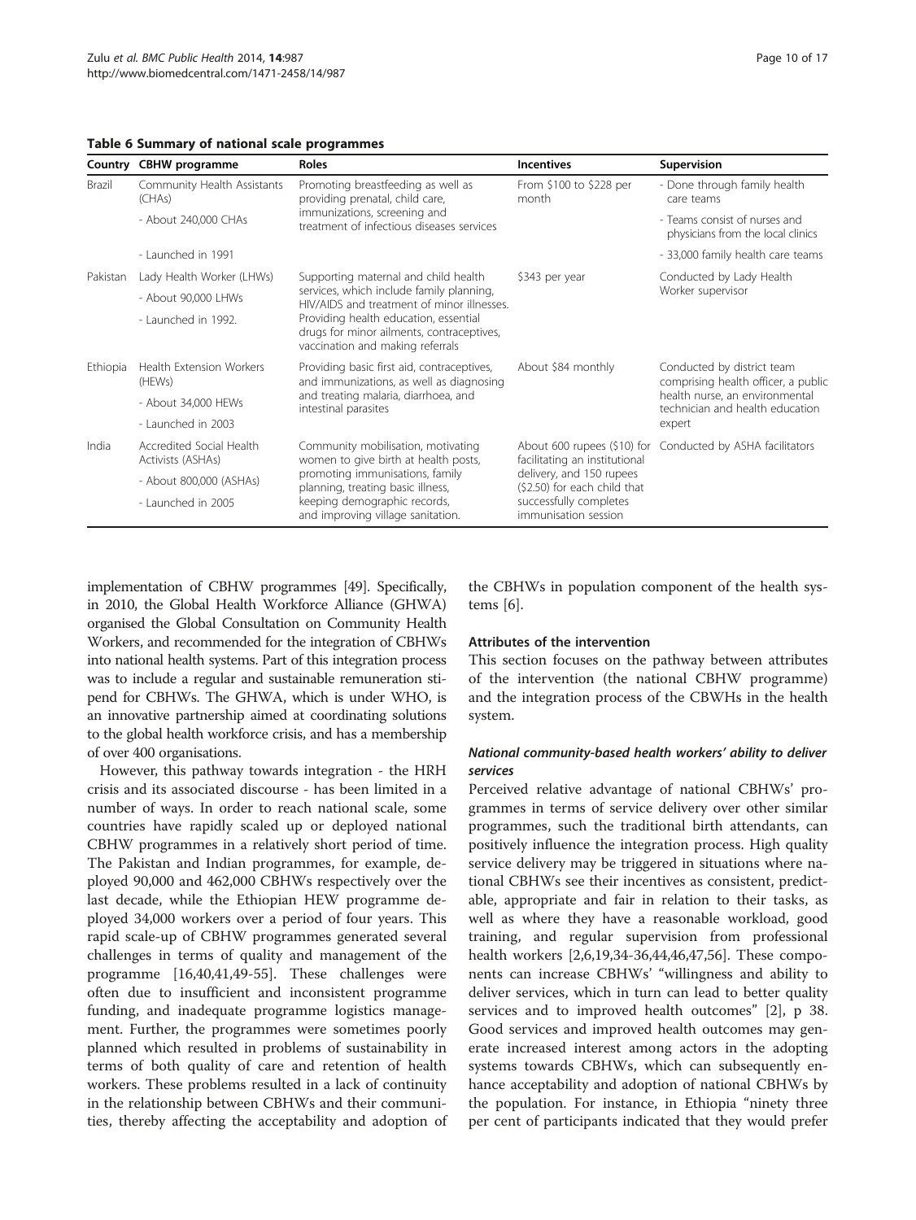**Table 6 Summary of national scale programmes**

| Country | CBHW programme | Roles | Incentives | Supervision |
|---|---|---|---|---|
| Brazil | Community Health Assistants (CHAs) | Promoting breastfeeding as well as providing prenatal, child care, immunizations, screening and treatment of infectious diseases services | From \$100 to \$228 per month | - Done through family health care teams |
| | - About 240,000 CHAs | | | - Teams consist of nurses and physicians from the local clinics |
| | - Launched in 1991 | | | - 33,000 family health care teams |
| Pakistan | Lady Health Worker (LHWs) | Supporting maternal and child health services, which include family planning, HIV/AIDS and treatment of minor illnesses. Providing health education, essential drugs for minor ailments, contraceptives, vaccination and making referrals | \$343 per year | Conducted by Lady Health Worker supervisor |
| | - About 90,000 LHWs | | | |
| | - Launched in 1992. | | | |
| Ethiopia | Health Extension Workers (HEWs) | Providing basic first aid, contraceptives, and immunizations, as well as diagnosing and treating malaria, diarrhoea, and intestinal parasites | About \$84 monthly | Conducted by district team comprising health officer, a public health nurse, an environmental technician and health education expert |
| | - About 34,000 HEWs | | | |
| | - Launched in 2003 | | | |
| India | Accredited Social Health Activists (ASHAs) | Community mobilisation, motivating women to give birth at health posts, promoting immunisations, family planning, treating basic illness, keeping demographic records, and improving village sanitation. | About 600 rupees (\$10) for facilitating an institutional delivery, and 150 rupees (\$2.50) for each child that successfully completes immunisation session | Conducted by ASHA facilitators |
| | - About 800,000 (ASHAs) | | | |
| | - Launched in 2005 | | | |

implementation of CBHW programmes [49]. Specifically, in 2010, the Global Health Workforce Alliance (GHWA) organised the Global Consultation on Community Health Workers, and recommended for the integration of CBHWs into national health systems. Part of this integration process was to include a regular and sustainable remuneration stipend for CBHWs. The GHWA, which is under WHO, is an innovative partnership aimed at coordinating solutions to the global health workforce crisis, and has a membership of over 400 organisations.

However, this pathway towards integration - the HRH crisis and its associated discourse - has been limited in a number of ways. In order to reach national scale, some countries have rapidly scaled up or deployed national CBHW programmes in a relatively short period of time. The Pakistan and Indian programmes, for example, deployed 90,000 and 462,000 CBHWs respectively over the last decade, while the Ethiopian HEW programme deployed 34,000 workers over a period of four years. This rapid scale-up of CBHW programmes generated several challenges in terms of quality and management of the programme [16,40,41,49-55]. These challenges were often due to insufficient and inconsistent programme funding, and inadequate programme logistics management. Further, the programmes were sometimes poorly planned which resulted in problems of sustainability in terms of both quality of care and retention of health workers. These problems resulted in a lack of continuity in the relationship between CBHWs and their communities, thereby affecting the acceptability and adoption of the CBHWs in population component of the health systems [6].

#### Attributes of the intervention

This section focuses on the pathway between attributes of the intervention (the national CBHW programme) and the integration process of the CBWHs in the health system.

##### *National community-based health workers' ability to deliver services*

Perceived relative advantage of national CBHWs' programmes in terms of service delivery over other similar programmes, such the traditional birth attendants, can positively influence the integration process. High quality service delivery may be triggered in situations where national CBHWs see their incentives as consistent, predictable, appropriate and fair in relation to their tasks, as well as where they have a reasonable workload, good training, and regular supervision from professional health workers [2,6,19,34-36,44,46,47,56]. These components can increase CBHWs' "willingness and ability to deliver services, which in turn can lead to better quality services and to improved health outcomes" [2], p 38. Good services and improved health outcomes may generate increased interest among actors in the adopting systems towards CBHWs, which can subsequently enhance acceptability and adoption of national CBHWs by the population. For instance, in Ethiopia "ninety three per cent of participants indicated that they would prefer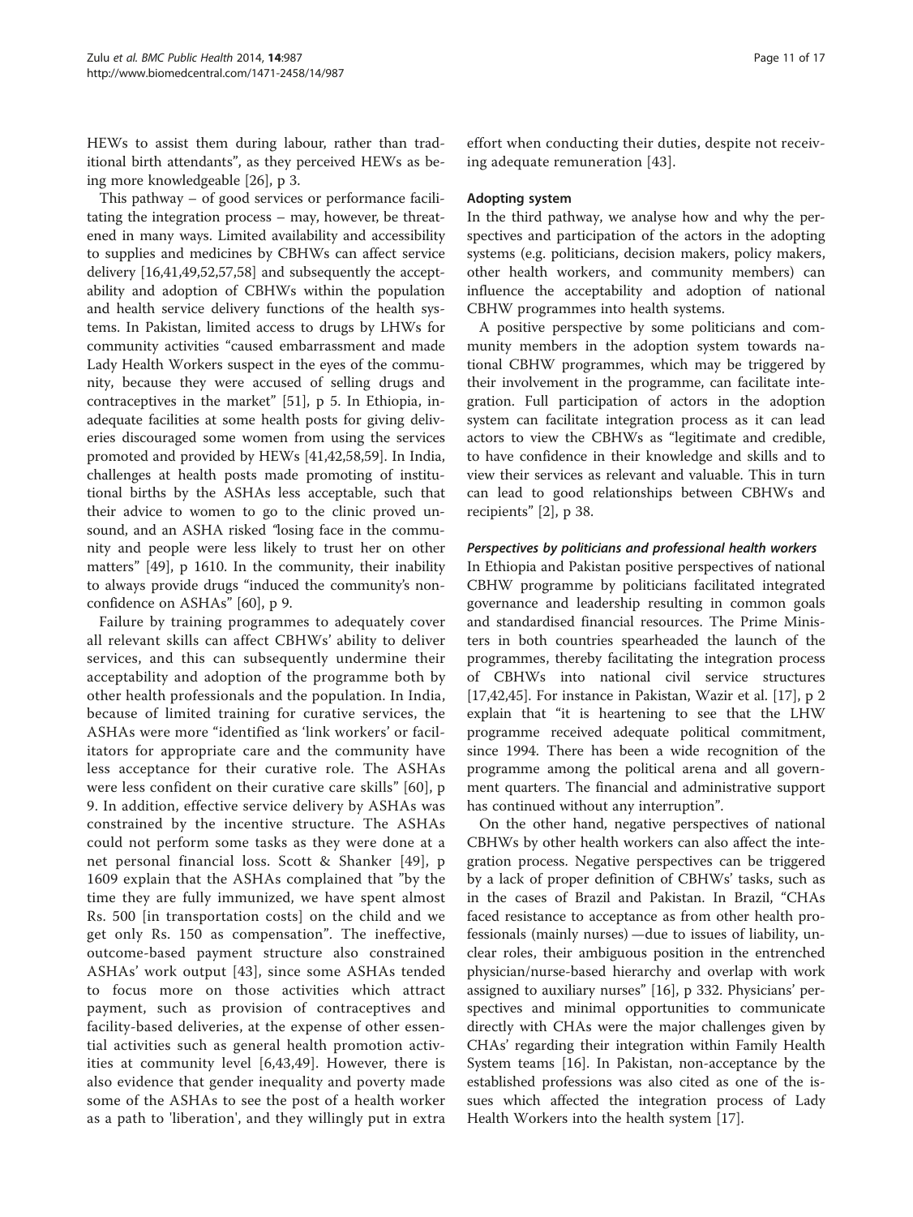HEWs to assist them during labour, rather than traditional birth attendants", as they perceived HEWs as being more knowledgeable [26], p 3.

This pathway – of good services or performance facilitating the integration process – may, however, be threatened in many ways. Limited availability and accessibility to supplies and medicines by CBHWs can affect service delivery [16,41,49,52,57,58] and subsequently the acceptability and adoption of CBHWs within the population and health service delivery functions of the health systems. In Pakistan, limited access to drugs by LHWs for community activities "caused embarrassment and made Lady Health Workers suspect in the eyes of the community, because they were accused of selling drugs and contraceptives in the market" [51], p 5. In Ethiopia, inadequate facilities at some health posts for giving deliveries discouraged some women from using the services promoted and provided by HEWs [41,42,58,59]. In India, challenges at health posts made promoting of institutional births by the ASHAs less acceptable, such that their advice to women to go to the clinic proved unsound, and an ASHA risked "losing face in the community and people were less likely to trust her on other matters" [49], p 1610. In the community, their inability to always provide drugs "induced the community's non-confidence on ASHAs" [60], p 9.

Failure by training programmes to adequately cover all relevant skills can affect CBHWs' ability to deliver services, and this can subsequently undermine their acceptability and adoption of the programme both by other health professionals and the population. In India, because of limited training for curative services, the ASHAs were more "identified as 'link workers' or facilitators for appropriate care and the community have less acceptance for their curative role. The ASHAs were less confident on their curative care skills" [60], p 9. In addition, effective service delivery by ASHAs was constrained by the incentive structure. The ASHAs could not perform some tasks as they were done at a net personal financial loss. Scott & Shanker [49], p 1609 explain that the ASHAs complained that "by the time they are fully immunized, we have spent almost Rs. 500 [in transportation costs] on the child and we get only Rs. 150 as compensation". The ineffective, outcome-based payment structure also constrained ASHAs' work output [43], since some ASHAs tended to focus more on those activities which attract payment, such as provision of contraceptives and facility-based deliveries, at the expense of other essential activities such as general health promotion activities at community level [6,43,49]. However, there is also evidence that gender inequality and poverty made some of the ASHAs to see the post of a health worker as a path to 'liberation', and they willingly put in extra effort when conducting their duties, despite not receiving adequate remuneration [43].

### Adopting system

In the third pathway, we analyse how and why the perspectives and participation of the actors in the adopting systems (e.g. politicians, decision makers, policy makers, other health workers, and community members) can influence the acceptability and adoption of national CBHW programmes into health systems.

A positive perspective by some politicians and community members in the adoption system towards national CBHW programmes, which may be triggered by their involvement in the programme, can facilitate integration. Full participation of actors in the adoption system can facilitate integration process as it can lead actors to view the CBHWs as "legitimate and credible, to have confidence in their knowledge and skills and to view their services as relevant and valuable. This in turn can lead to good relationships between CBHWs and recipients" [2], p 38.

#### *Perspectives by politicians and professional health workers*

In Ethiopia and Pakistan positive perspectives of national CBHW programme by politicians facilitated integrated governance and leadership resulting in common goals and standardised financial resources. The Prime Ministers in both countries spearheaded the launch of the programmes, thereby facilitating the integration process of CBHWs into national civil service structures [17,42,45]. For instance in Pakistan, Wazir et al. [17], p 2 explain that "it is heartening to see that the LHW programme received adequate political commitment, since 1994. There has been a wide recognition of the programme among the political arena and all government quarters. The financial and administrative support has continued without any interruption".

On the other hand, negative perspectives of national CBHWs by other health workers can also affect the integration process. Negative perspectives can be triggered by a lack of proper definition of CBHWs' tasks, such as in the cases of Brazil and Pakistan. In Brazil, "CHAs faced resistance to acceptance as from other health professionals (mainly nurses) —due to issues of liability, unclear roles, their ambiguous position in the entrenched physician/nurse-based hierarchy and overlap with work assigned to auxiliary nurses" [16], p 332. Physicians' perspectives and minimal opportunities to communicate directly with CHAs were the major challenges given by CHAs' regarding their integration within Family Health System teams [16]. In Pakistan, non-acceptance by the established professions was also cited as one of the issues which affected the integration process of Lady Health Workers into the health system [17].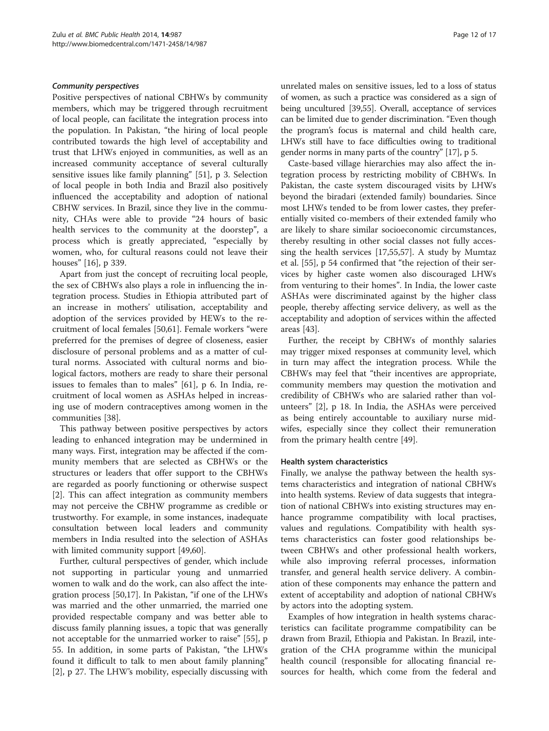#### *Community perspectives*

Positive perspectives of national CBHWs by community members, which may be triggered through recruitment of local people, can facilitate the integration process into the population. In Pakistan, "the hiring of local people contributed towards the high level of acceptability and trust that LHWs enjoyed in communities, as well as an increased community acceptance of several culturally sensitive issues like family planning" [51], p 3. Selection of local people in both India and Brazil also positively influenced the acceptability and adoption of national CBHW services. In Brazil, since they live in the community, CHAs were able to provide "24 hours of basic health services to the community at the doorstep", a process which is greatly appreciated, "especially by women, who, for cultural reasons could not leave their houses" [16], p 339.

Apart from just the concept of recruiting local people, the sex of CBHWs also plays a role in influencing the integration process. Studies in Ethiopia attributed part of an increase in mothers' utilisation, acceptability and adoption of the services provided by HEWs to the recruitment of local females [50,61]. Female workers "were preferred for the premises of degree of closeness, easier disclosure of personal problems and as a matter of cultural norms. Associated with cultural norms and biological factors, mothers are ready to share their personal issues to females than to males" [61], p 6. In India, recruitment of local women as ASHAs helped in increasing use of modern contraceptives among women in the communities [38].

This pathway between positive perspectives by actors leading to enhanced integration may be undermined in many ways. First, integration may be affected if the community members that are selected as CBHWs or the structures or leaders that offer support to the CBHWs are regarded as poorly functioning or otherwise suspect [2]. This can affect integration as community members may not perceive the CBHW programme as credible or trustworthy. For example, in some instances, inadequate consultation between local leaders and community members in India resulted into the selection of ASHAs with limited community support [49,60].

Further, cultural perspectives of gender, which include not supporting in particular young and unmarried women to walk and do the work, can also affect the integration process [50,17]. In Pakistan, "if one of the LHWs was married and the other unmarried, the married one provided respectable company and was better able to discuss family planning issues, a topic that was generally not acceptable for the unmarried worker to raise" [55], p 55. In addition, in some parts of Pakistan, "the LHWs found it difficult to talk to men about family planning" [2], p 27. The LHW's mobility, especially discussing with unrelated males on sensitive issues, led to a loss of status of women, as such a practice was considered as a sign of being uncultured [39,55]. Overall, acceptance of services can be limited due to gender discrimination. "Even though the program's focus is maternal and child health care, LHWs still have to face difficulties owing to traditional gender norms in many parts of the country" [17], p 5.

Caste-based village hierarchies may also affect the integration process by restricting mobility of CBHWs. In Pakistan, the caste system discouraged visits by LHWs beyond the biradari (extended family) boundaries. Since most LHWs tended to be from lower castes, they preferentially visited co-members of their extended family who are likely to share similar socioeconomic circumstances, thereby resulting in other social classes not fully accessing the health services [17,55,57]. A study by Mumtaz et al. [55], p 54 confirmed that "the rejection of their services by higher caste women also discouraged LHWs from venturing to their homes". In India, the lower caste ASHAs were discriminated against by the higher class people, thereby affecting service delivery, as well as the acceptability and adoption of services within the affected areas [43].

Further, the receipt by CBHWs of monthly salaries may trigger mixed responses at community level, which in turn may affect the integration process. While the CBHWs may feel that "their incentives are appropriate, community members may question the motivation and credibility of CBHWs who are salaried rather than volunteers" [2], p 18. In India, the ASHAs were perceived as being entirely accountable to auxiliary nurse midwifes, especially since they collect their remuneration from the primary health centre [49].

#### Health system characteristics

Finally, we analyse the pathway between the health systems characteristics and integration of national CBHWs into health systems. Review of data suggests that integration of national CBHWs into existing structures may enhance programme compatibility with local practises, values and regulations. Compatibility with health systems characteristics can foster good relationships between CBHWs and other professional health workers, while also improving referral processes, information transfer, and general health service delivery. A combination of these components may enhance the pattern and extent of acceptability and adoption of national CBHWs by actors into the adopting system.

Examples of how integration in health systems characteristics can facilitate programme compatibility can be drawn from Brazil, Ethiopia and Pakistan. In Brazil, integration of the CHA programme within the municipal health council (responsible for allocating financial resources for health, which come from the federal and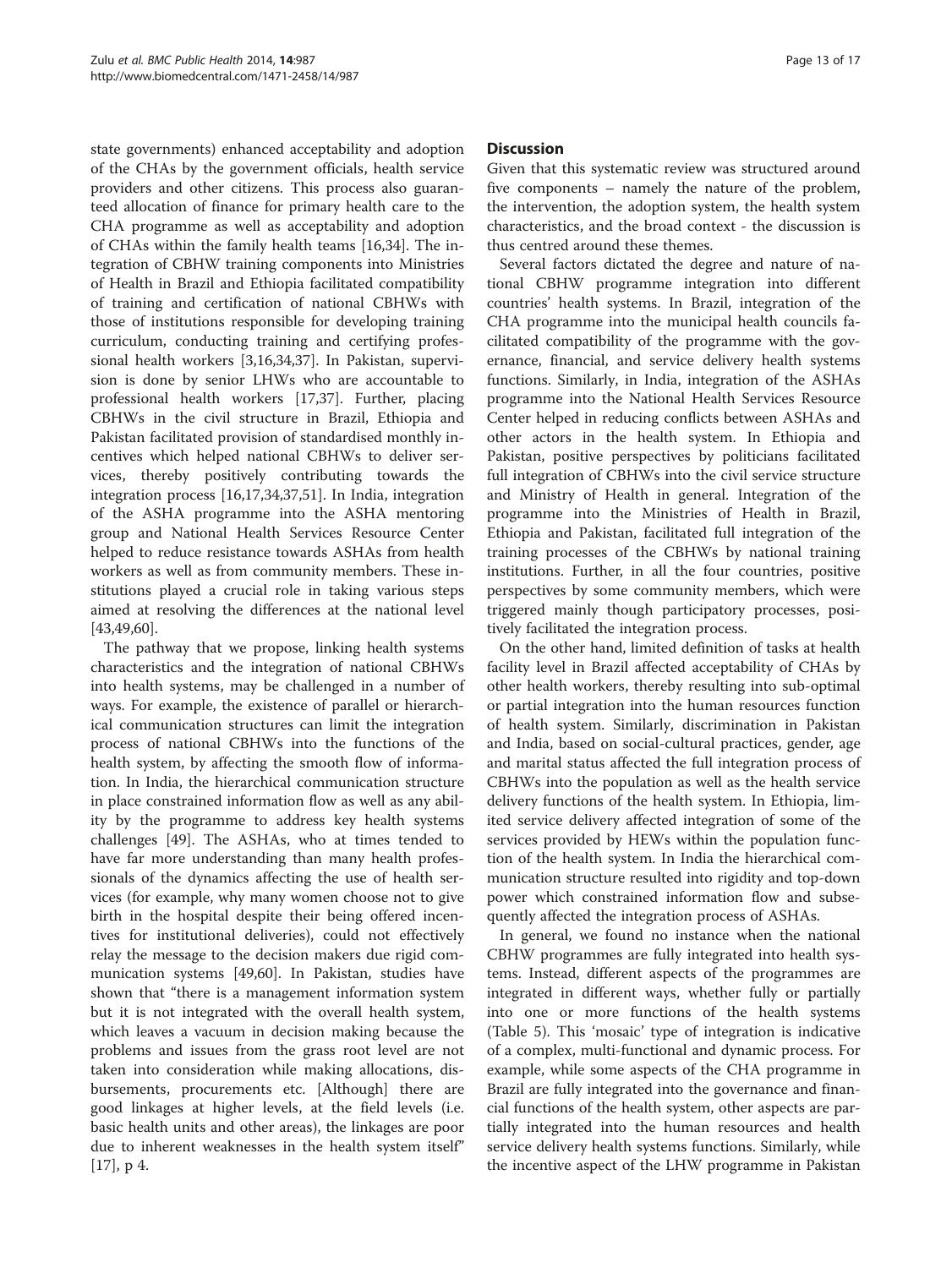state governments) enhanced acceptability and adoption of the CHAs by the government officials, health service providers and other citizens. This process also guaranteed allocation of finance for primary health care to the CHA programme as well as acceptability and adoption of CHAs within the family health teams [16,34]. The integration of CBHW training components into Ministries of Health in Brazil and Ethiopia facilitated compatibility of training and certification of national CBHWs with those of institutions responsible for developing training curriculum, conducting training and certifying professional health workers [3,16,34,37]. In Pakistan, supervision is done by senior LHWs who are accountable to professional health workers [17,37]. Further, placing CBHWs in the civil structure in Brazil, Ethiopia and Pakistan facilitated provision of standardised monthly incentives which helped national CBHWs to deliver services, thereby positively contributing towards the integration process [16,17,34,37,51]. In India, integration of the ASHA programme into the ASHA mentoring group and National Health Services Resource Center helped to reduce resistance towards ASHAs from health workers as well as from community members. These institutions played a crucial role in taking various steps aimed at resolving the differences at the national level [43,49,60].

The pathway that we propose, linking health systems characteristics and the integration of national CBHWs into health systems, may be challenged in a number of ways. For example, the existence of parallel or hierarchical communication structures can limit the integration process of national CBHWs into the functions of the health system, by affecting the smooth flow of information. In India, the hierarchical communication structure in place constrained information flow as well as any ability by the programme to address key health systems challenges [49]. The ASHAs, who at times tended to have far more understanding than many health professionals of the dynamics affecting the use of health services (for example, why many women choose not to give birth in the hospital despite their being offered incentives for institutional deliveries), could not effectively relay the message to the decision makers due rigid communication systems [49,60]. In Pakistan, studies have shown that "there is a management information system but it is not integrated with the overall health system, which leaves a vacuum in decision making because the problems and issues from the grass root level are not taken into consideration while making allocations, disbursements, procurements etc. [Although] there are good linkages at higher levels, at the field levels (i.e. basic health units and other areas), the linkages are poor due to inherent weaknesses in the health system itself" [17], p 4.

## Discussion

Given that this systematic review was structured around five components – namely the nature of the problem, the intervention, the adoption system, the health system characteristics, and the broad context - the discussion is thus centred around these themes.

Several factors dictated the degree and nature of national CBHW programme integration into different countries' health systems. In Brazil, integration of the CHA programme into the municipal health councils facilitated compatibility of the programme with the governance, financial, and service delivery health systems functions. Similarly, in India, integration of the ASHAs programme into the National Health Services Resource Center helped in reducing conflicts between ASHAs and other actors in the health system. In Ethiopia and Pakistan, positive perspectives by politicians facilitated full integration of CBHWs into the civil service structure and Ministry of Health in general. Integration of the programme into the Ministries of Health in Brazil, Ethiopia and Pakistan, facilitated full integration of the training processes of the CBHWs by national training institutions. Further, in all the four countries, positive perspectives by some community members, which were triggered mainly though participatory processes, positively facilitated the integration process.

On the other hand, limited definition of tasks at health facility level in Brazil affected acceptability of CHAs by other health workers, thereby resulting into sub-optimal or partial integration into the human resources function of health system. Similarly, discrimination in Pakistan and India, based on social-cultural practices, gender, age and marital status affected the full integration process of CBHWs into the population as well as the health service delivery functions of the health system. In Ethiopia, limited service delivery affected integration of some of the services provided by HEWs within the population function of the health system. In India the hierarchical communication structure resulted into rigidity and top-down power which constrained information flow and subsequently affected the integration process of ASHAs.

In general, we found no instance when the national CBHW programmes are fully integrated into health systems. Instead, different aspects of the programmes are integrated in different ways, whether fully or partially into one or more functions of the health systems (Table 5). This 'mosaic' type of integration is indicative of a complex, multi-functional and dynamic process. For example, while some aspects of the CHA programme in Brazil are fully integrated into the governance and financial functions of the health system, other aspects are partially integrated into the human resources and health service delivery health systems functions. Similarly, while the incentive aspect of the LHW programme in Pakistan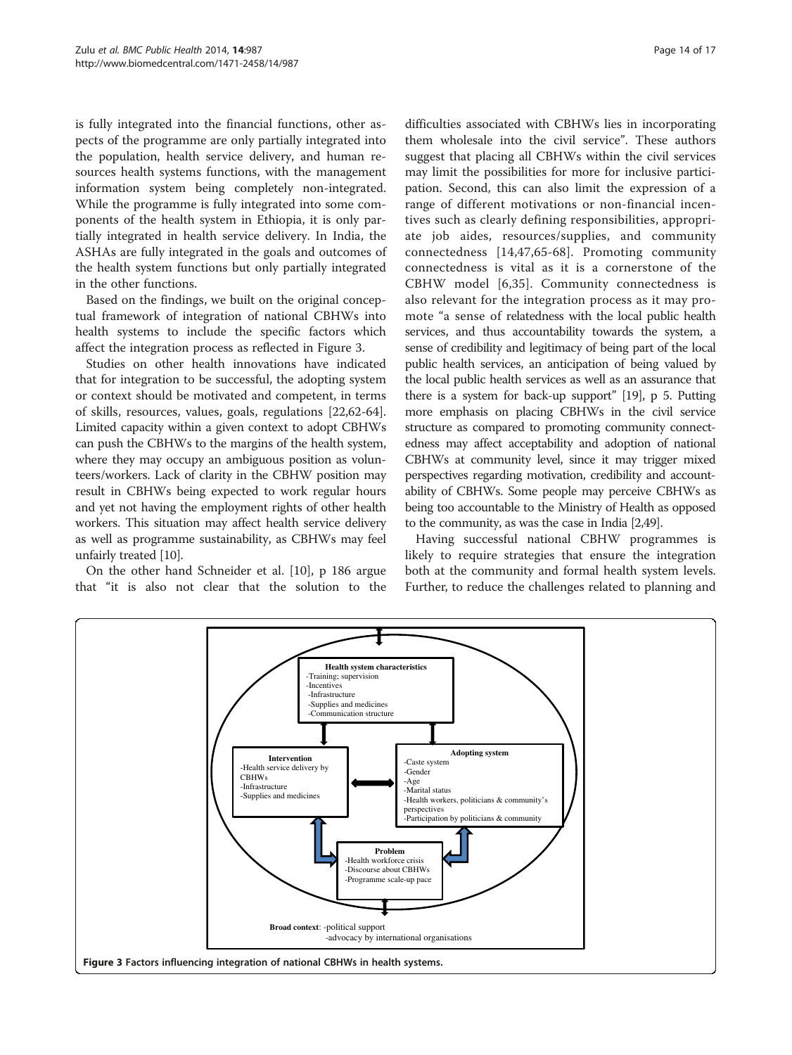is fully integrated into the financial functions, other aspects of the programme are only partially integrated into the population, health service delivery, and human resources health systems functions, with the management information system being completely non-integrated. While the programme is fully integrated into some components of the health system in Ethiopia, it is only partially integrated in health service delivery. In India, the ASHAs are fully integrated in the goals and outcomes of the health system functions but only partially integrated in the other functions.

Based on the findings, we built on the original conceptual framework of integration of national CBHWs into health systems to include the specific factors which affect the integration process as reflected in Figure 3.

Studies on other health innovations have indicated that for integration to be successful, the adopting system or context should be motivated and competent, in terms of skills, resources, values, goals, regulations [22,62-64]. Limited capacity within a given context to adopt CBHWs can push the CBHWs to the margins of the health system, where they may occupy an ambiguous position as volunteers/workers. Lack of clarity in the CBHW position may result in CBHWs being expected to work regular hours and yet not having the employment rights of other health workers. This situation may affect health service delivery as well as programme sustainability, as CBHWs may feel unfairly treated [10].

On the other hand Schneider et al. [10], p 186 argue that "it is also not clear that the solution to the difficulties associated with CBHWs lies in incorporating them wholesale into the civil service". These authors suggest that placing all CBHWs within the civil services may limit the possibilities for more for inclusive participation. Second, this can also limit the expression of a range of different motivations or non-financial incentives such as clearly defining responsibilities, appropriate job aides, resources/supplies, and community connectedness [14,47,65-68]. Promoting community connectedness is vital as it is a cornerstone of the CBHW model [6,35]. Community connectedness is also relevant for the integration process as it may promote "a sense of relatedness with the local public health services, and thus accountability towards the system, a sense of credibility and legitimacy of being part of the local public health services, an anticipation of being valued by the local public health services as well as an assurance that there is a system for back-up support" [19], p 5. Putting more emphasis on placing CBHWs in the civil service structure as compared to promoting community connectedness may affect acceptability and adoption of national CBHWs at community level, since it may trigger mixed perspectives regarding motivation, credibility and accountability of CBHWs. Some people may perceive CBHWs as being too accountable to the Ministry of Health as opposed to the community, as was the case in India [2,49].

Having successful national CBHW programmes is likely to require strategies that ensure the integration both at the community and formal health system levels. Further, to reduce the challenges related to planning and

**Health system characteristics**
- Training; supervision
- Incentives
- Infrastructure
- Supplies and medicines
- Communication structure

**Intervention**
- Health service delivery by CBHWs
- Infrastructure
- Supplies and medicines

**Adopting system**
- Caste system
- Gender
- Age
- Marital status
- Health workers, politicians & community's perspectives
- Participation by politicians & community

**Problem**
- Health workforce crisis
- Discourse about CBHWs
- Programme scale-up pace

**Broad context**: -political support
-advocacy by international organisations

**Figure 3** Factors influencing integration of national CBHWs in health systems.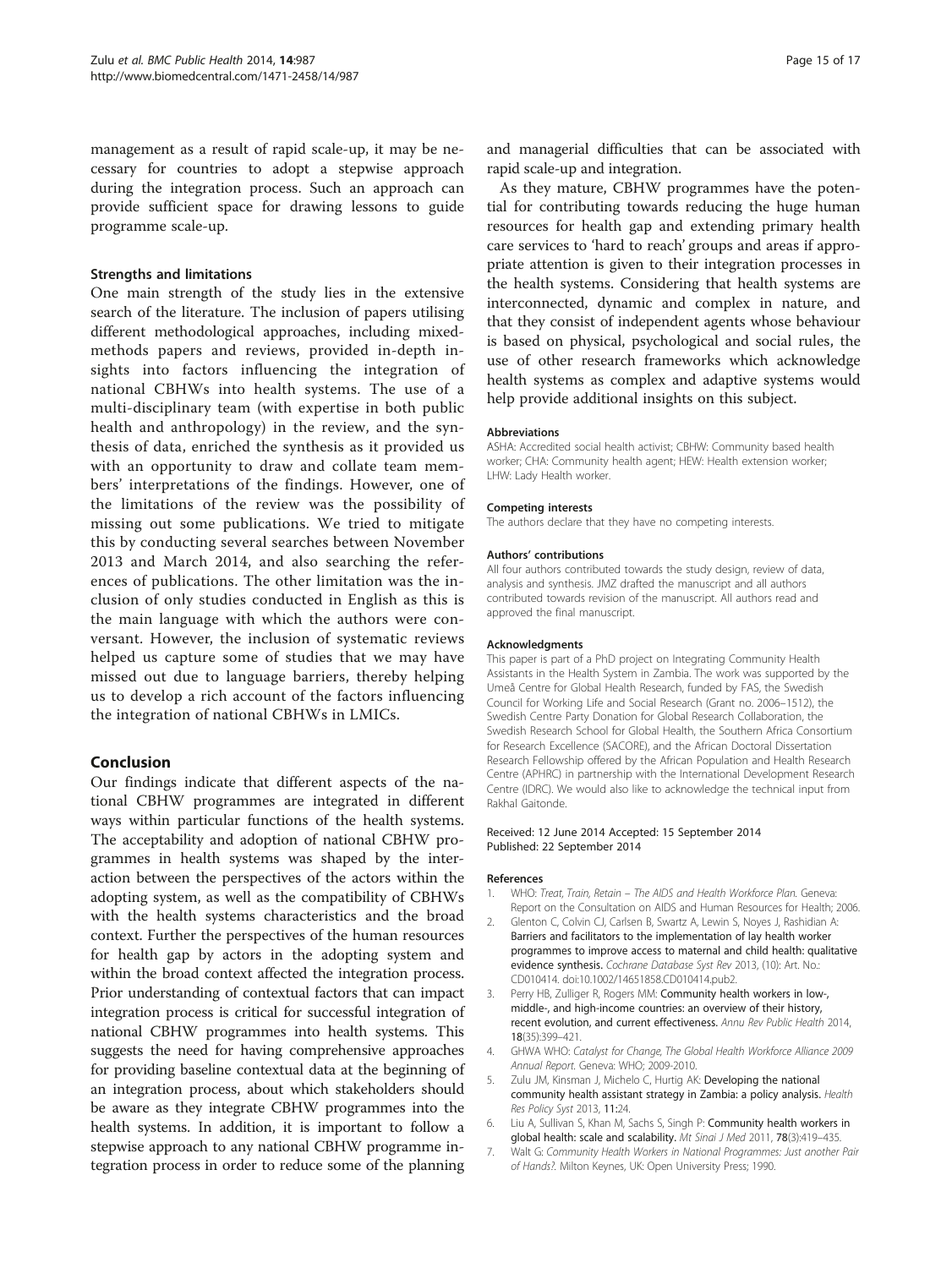management as a result of rapid scale-up, it may be necessary for countries to adopt a stepwise approach during the integration process. Such an approach can provide sufficient space for drawing lessons to guide programme scale-up.

#### Strengths and limitations

One main strength of the study lies in the extensive search of the literature. The inclusion of papers utilising different methodological approaches, including mixed-methods papers and reviews, provided in-depth insights into factors influencing the integration of national CBHWs into health systems. The use of a multi-disciplinary team (with expertise in both public health and anthropology) in the review, and the synthesis of data, enriched the synthesis as it provided us with an opportunity to draw and collate team members' interpretations of the findings. However, one of the limitations of the review was the possibility of missing out some publications. We tried to mitigate this by conducting several searches between November 2013 and March 2014, and also searching the references of publications. The other limitation was the inclusion of only studies conducted in English as this is the main language with which the authors were conversant. However, the inclusion of systematic reviews helped us capture some of studies that we may have missed out due to language barriers, thereby helping us to develop a rich account of the factors influencing the integration of national CBHWs in LMICs.

## Conclusion

Our findings indicate that different aspects of the national CBHW programmes are integrated in different ways within particular functions of the health systems. The acceptability and adoption of national CBHW programmes in health systems was shaped by the interaction between the perspectives of the actors within the adopting system, as well as the compatibility of CBHWs with the health systems characteristics and the broad context. Further the perspectives of the human resources for health gap by actors in the adopting system and within the broad context affected the integration process. Prior understanding of contextual factors that can impact integration process is critical for successful integration of national CBHW programmes into health systems. This suggests the need for having comprehensive approaches for providing baseline contextual data at the beginning of an integration process, about which stakeholders should be aware as they integrate CBHW programmes into the health systems. In addition, it is important to follow a stepwise approach to any national CBHW programme integration process in order to reduce some of the planning and managerial difficulties that can be associated with rapid scale-up and integration.

As they mature, CBHW programmes have the potential for contributing towards reducing the huge human resources for health gap and extending primary health care services to 'hard to reach' groups and areas if appropriate attention is given to their integration processes in the health systems. Considering that health systems are interconnected, dynamic and complex in nature, and that they consist of independent agents whose behaviour is based on physical, psychological and social rules, the use of other research frameworks which acknowledge health systems as complex and adaptive systems would help provide additional insights on this subject.

#### Abbreviations

ASHA: Accredited social health activist; CBHW: Community based health worker; CHA: Community health agent; HEW: Health extension worker; LHW: Lady Health worker.

#### Competing interests

The authors declare that they have no competing interests.

#### Authors' contributions

All four authors contributed towards the study design, review of data, analysis and synthesis. JMZ drafted the manuscript and all authors contributed towards revision of the manuscript. All authors read and approved the final manuscript.

#### Acknowledgments

This paper is part of a PhD project on Integrating Community Health Assistants in the Health System in Zambia. The work was supported by the Umeå Centre for Global Health Research, funded by FAS, the Swedish Council for Working Life and Social Research (Grant no. 2006–1512), the Swedish Centre Party Donation for Global Research Collaboration, the Swedish Research School for Global Health, the Southern Africa Consortium for Research Excellence (SACORE), and the African Doctoral Dissertation Research Fellowship offered by the African Population and Health Research Centre (APHRC) in partnership with the International Development Research Centre (IDRC). We would also like to acknowledge the technical input from Rakhal Gaitonde.

Received: 12 June 2014 Accepted: 15 September 2014
Published: 22 September 2014

#### References

1. WHO: *Treat, Train, Retain – The AIDS and Health Workforce Plan.* Geneva: Report on the Consultation on AIDS and Human Resources for Health; 2006.
2. Glenton C, Colvin CJ, Carlsen B, Swartz A, Lewin S, Noyes J, Rashidian A: **Barriers and facilitators to the implementation of lay health worker programmes to improve access to maternal and child health: qualitative evidence synthesis.** *Cochrane Database Syst Rev* 2013, (10): Art. No.: CD010414. doi:10.1002/14651858.CD010414.pub2.
3. Perry HB, Zulliger R, Rogers MM: **Community health workers in low-, middle-, and high-income countries: an overview of their history, recent evolution, and current effectiveness.** *Annu Rev Public Health* 2014, **18**(35):399–421.
4. GHWA WHO: *Catalyst for Change, The Global Health Workforce Alliance 2009 Annual Report.* Geneva: WHO; 2009-2010.
5. Zulu JM, Kinsman J, Michelo C, Hurtig AK: **Developing the national community health assistant strategy in Zambia: a policy analysis.** *Health Res Policy Syst* 2013, **11**:24.
6. Liu A, Sullivan S, Khan M, Sachs S, Singh P: **Community health workers in global health: scale and scalability.** *Mt Sinai J Med* 2011, **78**(3):419–435.
7. Walt G: *Community Health Workers in National Programmes: Just another Pair of Hands?.* Milton Keynes, UK: Open University Press; 1990.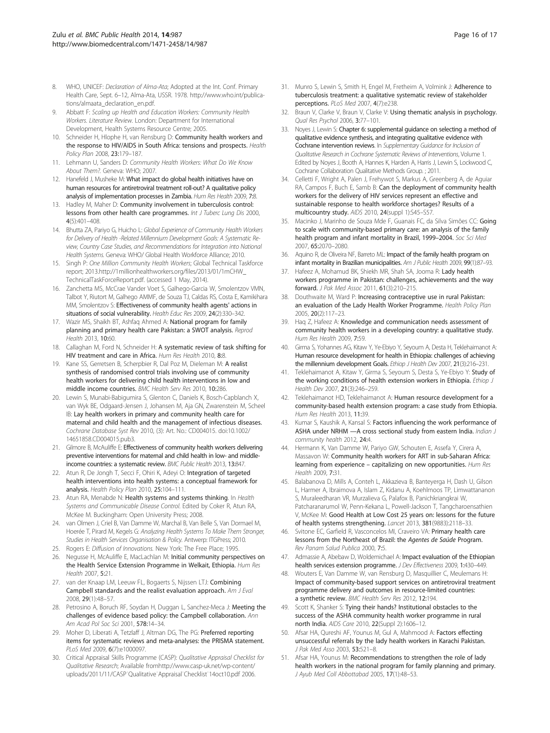8. WHO, UNICEF: *Declaration of Alma-Ata*; Adopted at the Int. Conf. Primary Health Care, Sept. 6–12, Alma-Ata, USSR. 1978. http://www.who.int/publications/almaata_declaration_en.pdf.
9. Abbatt F: *Scaling up Health and Education Workers: Community Health Workers. Literature Review*. London: Department for International Development, Health Systems Resource Centre; 2005.
10. Schneider H, Hlophe H, van Rensburg D: **Community health workers and the response to HIV/AIDS in South Africa: tensions and prospects.** *Health Policy Plan* 2008, **23**:179–187.
11. Lehmann U, Sanders D: *Community Health Workers: What Do We Know About Them?.* Geneva: WHO; 2007.
12. Hanefeld J, Musheke M: **What impact do global health initiatives have on human resources for antiretroviral treatment roll-out? A qualitative policy analysis of implementation processes in Zambia.** *Hum Res Health* 2009, **7**:8.
13. Hadley M, Maher D: **Community involvement in tuberculosis control: lessons from other health care programmes.** *Int J Tuberc Lung Dis* 2000, **4**(5):401–408.
14. Bhutta ZA, Pariyo G, Huicho L: *Global Experience of Community Health Workers for Delivery of Health -Related Millennium Development Goals: A Systematic Review, Country Case Studies, and Recommendations for Integration into National Health Systems.* Geneva: WHO/ Global Health Workforce Alliance; 2010.
15. Singh P: *One Million Community Health Workers*; Global Technical Taskforce report; 2013.http://1millionhealthworkers.org/files/2013/01/1mCHW_TechnicalTaskForceReport.pdf. (accessed 1 May, 2014).
16. Zanchetta MS, McCrae Vander Voet S, Galhego-Garcia W, Smolentzov VMN, Talbot Y, Riutort M, Galhego AMMF, de Souza TJ, Caldas RS, Costa E, Kamikihara MM, Smolentzov S: **Effectiveness of community health agents' actions in situations of social vulnerability.** *Health Educ Res* 2009, **24**(2):330–342.
17. Wazir MS, Shaikh BT, Ashfaq Ahmed A: **National program for family planning and primary health care Pakistan: a SWOT analysis.** *Reprod Health* 2013, **10**:60.
18. Callaghan M, Ford N, Schneider H: **A systematic review of task shifting for HIV treatment and care in Africa.** *Hum Res Health* 2010, **8**:8.
19. Kane SS, Gerretsen B, Scherpbier R, Dal Poz M, Dieleman M: **A realist synthesis of randomised control trials involving use of community health workers for delivering child health interventions in low and middle income countries.** *BMC Health Serv Res* 2010, **10**:286.
20. Lewin S, Munabi-Babigumira S, Glenton C, Daniels K, Bosch-Capblanch X, van Wyk BE, Odgaard-Jensen J, Johansen M, Aja GN, Zwarenstein M, Scheel IB: **Lay health workers in primary and community health care for maternal and child health and the management of infectious diseases.** *Cochrane Database Syst Rev* 2010, (3): Art. No.: CD004015. doi:10.1002/14651858.CD004015.pub3.
21. Gilmore B, McAuliffe E: **Effectiveness of community health workers delivering preventive interventions for maternal and child health in low- and middle-income countries: a systematic review.** *BMC Public Health* 2013, **13**:847.
22. Atun R, De Jongh T, Secci F, Ohiri K, Adeyi O: **Integration of targeted health interventions into health systems: a conceptual framework for analysis.** *Health Policy Plan* 2010, **25**:104–111.
23. Atun RA, Menabde N: **Health systems and systems thinking.** In *Health Systems and Communicable Disease Control.* Edited by Coker R, Atun RA, McKee M. Buckingham: Open University Press; 2008.
24. van Olmen J, Criel B, Van Damme W, Marchal B, Van Belle S, Van Dormael M, Hoerée T, Pirard M, Kegels G: *Analyzing Health Systems To Make Them Stronger, Studies in Health Services Organisation & Policy.* Antwerp: ITGPress; 2010.
25. Rogers E: *Diffusion of Innovations.* New York: The Free Place; 1995.
26. Negusse H, McAuliffe E, MacLachlan M: **Initial community perspectives on the Health Service Extension Programme in Welkait, Ethiopia.** *Hum Res Health* 2007, **5**:21.
27. van der Knaap LM, Leeuw FL, Bogaerts S, Nijssen LTJ: **Combining Campbell standards and the realist evaluation approach.** *Am J Eval* 2008, **29**(1):48–57.
28. Petrosino A, Boruch RF, Soydan H, Duggan L, Sanchez-Meca J: **Meeting the challenges of evidence based policy: the Campbell collaboration.** *Ann Am Acad Pol Soc Sci* 2001, **578**:14–34.
29. Moher D, Liberati A, Tetzlaff J, Altman DG, The PG: **Preferred reporting items for systematic reviews and meta-analyses: the PRISMA statement.** *PLoS Med* 2009, **6**(7):e1000097.
30. Critical Appraisal Skills Programme (CASP): *Qualitative Appraisal Checklist for Qualitative Research*; Available fromhttp://www.casp-uk.net/wp-content/uploads/2011/11/CASP˙Qualitative˙Appraisal˙Checklist˙14oct10.pdf 2006.
31. Munro S, Lewin S, Smith H, Engel M, Fretheim A, Volmink J: **Adherence to tuberculosis treatment: a qualitative systematic review of stakeholder perceptions.** *PLoS Med* 2007, **4**(7):e238.
32. Braun V, Clarke V, Braun V, Clarke V: **Using thematic analysis in psychology.** *Qual Res Psychol* 2006, **3**:77–101.
33. Noyes J, Lewin S: **Chapter 6: supplemental guidance on selecting a method of qualitative evidence synthesis, and integrating qualitative evidence with Cochrane intervention reviews.** In *Supplementary Guidance for Inclusion of Qualitative Research in Cochrane Systematic Reviews of Interventions*, Volume 1. Edited by Noyes J, Booth A, Hannes K, Harden A, Harris J, Lewin S, Lockwood C, Cochrane Collaboration Qualitative Methods Group. ; 2011.
34. Celletti F, Wright A, Palen J, Frehywot S, Markus A, Greenberg A, de Aguiar RA, Campos F, Buch E, Samb B: **Can the deployment of community health workers for the delivery of HIV services represent an effective and sustainable response to health workforce shortages? Results of a multicountry study.** *AIDS* 2010, **24**(suppl 1):S45–S57.
35. Macinko J, Marinho de Souza Mde F, Guanais FC, da Silva Simões CC: **Going to scale with community-based primary care: an analysis of the family health program and infant mortality in Brazil, 1999–2004.** *Soc Sci Med* 2007, **65**:2070–2080.
36. Aquino R, de Oliveira NF, Barreto ML: **Impact of the family health program on infant mortality in Brazilian municipalities.** *Am J Public Health* 2009, **99**(1):87–93.
37. Hafeez A, Mohamud BK, Shiekh MR, Shah SA, Jooma R: **Lady health workers programme in Pakistan: challenges, achievements and the way forward.** *J Pak Med Assoc* 2011, **61**(3):210–215.
38. Douthwaite M, Ward P: **Increasing contraceptive use in rural Pakistan: an evaluation of the Lady Health Worker Programme.** *Health Policy Plan* 2005, **20**(2):117–23.
39. Haq Z, Hafeez A: **Knowledge and communication needs assessment of community health workers in a developing country: a qualitative study.** *Hum Res Health* 2009, **7**:59.
40. Girma S, Yohannes AG, Kitaw Y, Ye-Ebiyo Y, Seyoum A, Desta H, Teklehaimanot A: **Human resource development for health in Ethiopia: challenges of achieving the millennium development Goals.** *Ethiop J Health Dev* 2007, **21**(3):216–231.
41. Teklehaimanot A, Kitaw Y, Girma S, Seyoum S, Desta S, Ye-Ebiyo Y: **Study of the working conditions of health extension workers in Ethiopia.** *Ethiop J Health Dev* 2007, **21**(3):246–259.
42. Teklehaimanot HD, Teklehaimanot A: **Human resource development for a community-based health extension program: a case study from Ethiopia.** *Hum Res Health* 2013, **11**:39.
43. Kumar S, Kaushik A, Kansal S: **Factors influencing the work performance of ASHA under NRHM —A cross sectional study from eastern India.** *Indian J community health* 2012, **24**:4.
44. Hermann K, Van Damme W, Pariyo GW, Schouten E, Assefa Y, Cirera A, Massavon W: **Community health workers for ART in sub-Saharan Africa: learning from experience – capitalizing on new opportunities.** *Hum Res Health* 2009, **7**:31.
45. Balabanova D, Mills A, Conteh L, Akkazieva B, Banteyerga H, Dash U, Gilson L, Harmer A, Ibraimova A, Islam Z, Kidanu A, Koehlmoos TP, Limwattananon S, Muraleedharan VR, Murzalieva G, Palafox B, Panichkriangkrai W, Patcharanarumol W, Penn-Kekana L, Powell-Jackson T, Tangcharoensathien V, McKee M: **Good Health at Low Cost 25 years on: lessons for the future of health systems strengthening.** *Lancet* 2013, **381**(9883):2118–33.
46. Svitone EC, Garfield R, Vasconcelos MI, Craveiro VA: **Primary health care lessons from the Northeast of Brazil: the *Agentes de Saúde* Program.** *Rev Panam Salud Publica* 2000, **7**:5.
47. Admassie A, Abebaw D, Woldemichael A: **Impact evaluation of the Ethiopian health services extension programme.** *J Dev Effectiveness* 2009, **1**:430–449.
48. Wouters E, Van Damme W, van Rensburg D, Masquillier C, Meulemans H: **Impact of community-based support services on antiretroviral treatment programme delivery and outcomes in resource-limited countries: a synthetic review.** *BMC Health Serv Res* 2012, **12**:194.
49. Scott K, Shanker S: **Tying their hands? Institutional obstacles to the success of the ASHA community health worker programme in rural north India.** *AIDS Care* 2010, **22**(Suppl 2):1606–12.
50. Afsar HA, Qureshi AF, Younus M, Gul A, Mahmood A: **Factors effecting unsuccessful referrals by the lady health workers in Karachi Pakistan.** *J Pak Med Asso* 2003, **53**:521–8.
51. Afsar HA, Younus M: **Recommendations to strengthen the role of lady health workers in the national program for family planning and primary.** *J Ayub Med Coll Abbottabad* 2005, **17**(1):48–53.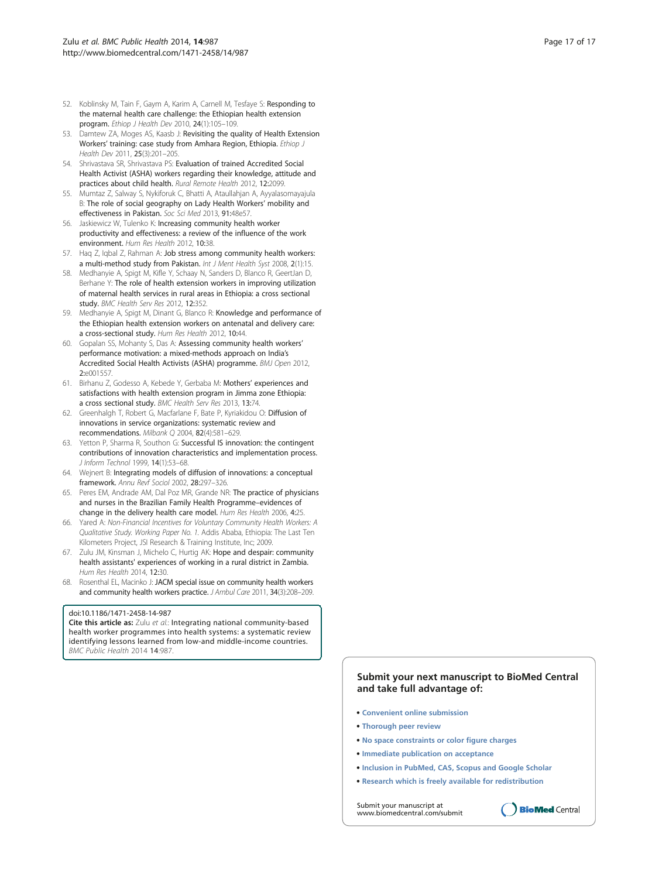52. Koblinsky M, Tain F, Gaym A, Karim A, Carnell M, Tesfaye S: **Responding to the maternal health care challenge: the Ethiopian health extension program.** *Ethiop J Health Dev* 2010, **24**(1):105–109.
53. Damtew ZA, Moges AS, Kaasb J: **Revisiting the quality of Health Extension Workers' training: case study from Amhara Region, Ethiopia.** *Ethiop J Health Dev* 2011, **25**(3):201–205.
54. Shrivastava SR, Shrivastava PS: **Evaluation of trained Accredited Social Health Activist (ASHA) workers regarding their knowledge, attitude and practices about child health.** *Rural Remote Health* 2012, **12**:2099.
55. Mumtaz Z, Salway S, Nykiforuk C, Bhatti A, Ataullahjan A, Ayyalasomayajula B: **The role of social geography on Lady Health Workers' mobility and effectiveness in Pakistan.** *Soc Sci Med* 2013, **91**:48e57.
56. Jaskiewicz W, Tulenko K: **Increasing community health worker productivity and effectiveness: a review of the influence of the work environment.** *Hum Res Health* 2012, **10**:38.
57. Haq Z, Iqbal Z, Rahman A: **Job stress among community health workers: a multi-method study from Pakistan.** *Int J Ment Health Syst* 2008, **2**(1):15.
58. Medhanyie A, Spigt M, Kifle Y, Schaay N, Sanders D, Blanco R, GeertJan D, Berhane Y: **The role of health extension workers in improving utilization of maternal health services in rural areas in Ethiopia: a cross sectional study.** *BMC Health Serv Res* 2012, **12**:352.
59. Medhanyie A, Spigt M, Dinant G, Blanco R: **Knowledge and performance of the Ethiopian health extension workers on antenatal and delivery care: a cross-sectional study.** *Hum Res Health* 2012, **10**:44.
60. Gopalan SS, Mohanty S, Das A: **Assessing community health workers' performance motivation: a mixed-methods approach on India's Accredited Social Health Activists (ASHA) programme.** *BMJ Open* 2012, **2**:e001557.
61. Birhanu Z, Godesso A, Kebede Y, Gerbaba M: **Mothers' experiences and satisfactions with health extension program in Jimma zone Ethiopia: a cross sectional study.** *BMC Health Serv Res* 2013, **13**:74.
62. Greenhalgh T, Robert G, Macfarlane F, Bate P, Kyriakidou O: **Diffusion of innovations in service organizations: systematic review and recommendations.** *Milbank Q* 2004, **82**(4):581–629.
63. Yetton P, Sharma R, Southon G: **Successful IS innovation: the contingent contributions of innovation characteristics and implementation process.** *J Inform Technol* 1999, **14**(1):53–68.
64. Wejnert B: **Integrating models of diffusion of innovations: a conceptual framework.** *Annu Revf Sociol* 2002, **28**:297–326.
65. Peres EM, Andrade AM, Dal Poz MR, Grande NR: **The practice of physicians and nurses in the Brazilian Family Health Programme–evidences of change in the delivery health care model.** *Hum Res Health* 2006, **4**:25.
66. Yared A: *Non-Financial Incentives for Voluntary Community Health Workers: A Qualitative Study. Working Paper No. 1.* Addis Ababa, Ethiopia: The Last Ten Kilometers Project, JSI Research & Training Institute, Inc; 2009.
67. Zulu JM, Kinsman J, Michelo C, Hurtig AK: **Hope and despair: community health assistants' experiences of working in a rural district in Zambia.** *Hum Res Health* 2014, **12**:30.
68. Rosenthal EL, Macinko J: **JACM special issue on community health workers and community health workers practice.** *J Ambul Care* 2011, **34**(3):208–209.

doi:10.1186/1471-2458-14-987

**Cite this article as:** Zulu *et al.*: Integrating national community-based health worker programmes into health systems: a systematic review identifying lessons learned from low-and middle-income countries. *BMC Public Health* 2014 **14**:987.

**Submit your next manuscript to BioMed Central and take full advantage of:**

- **Convenient online submission**
- **Thorough peer review**
- **No space constraints or color figure charges**
- **Immediate publication on acceptance**
- **Inclusion in PubMed, CAS, Scopus and Google Scholar**
- **Research which is freely available for redistribution**

Submit your manuscript at
www.biomedcentral.com/submit

BioMed Central